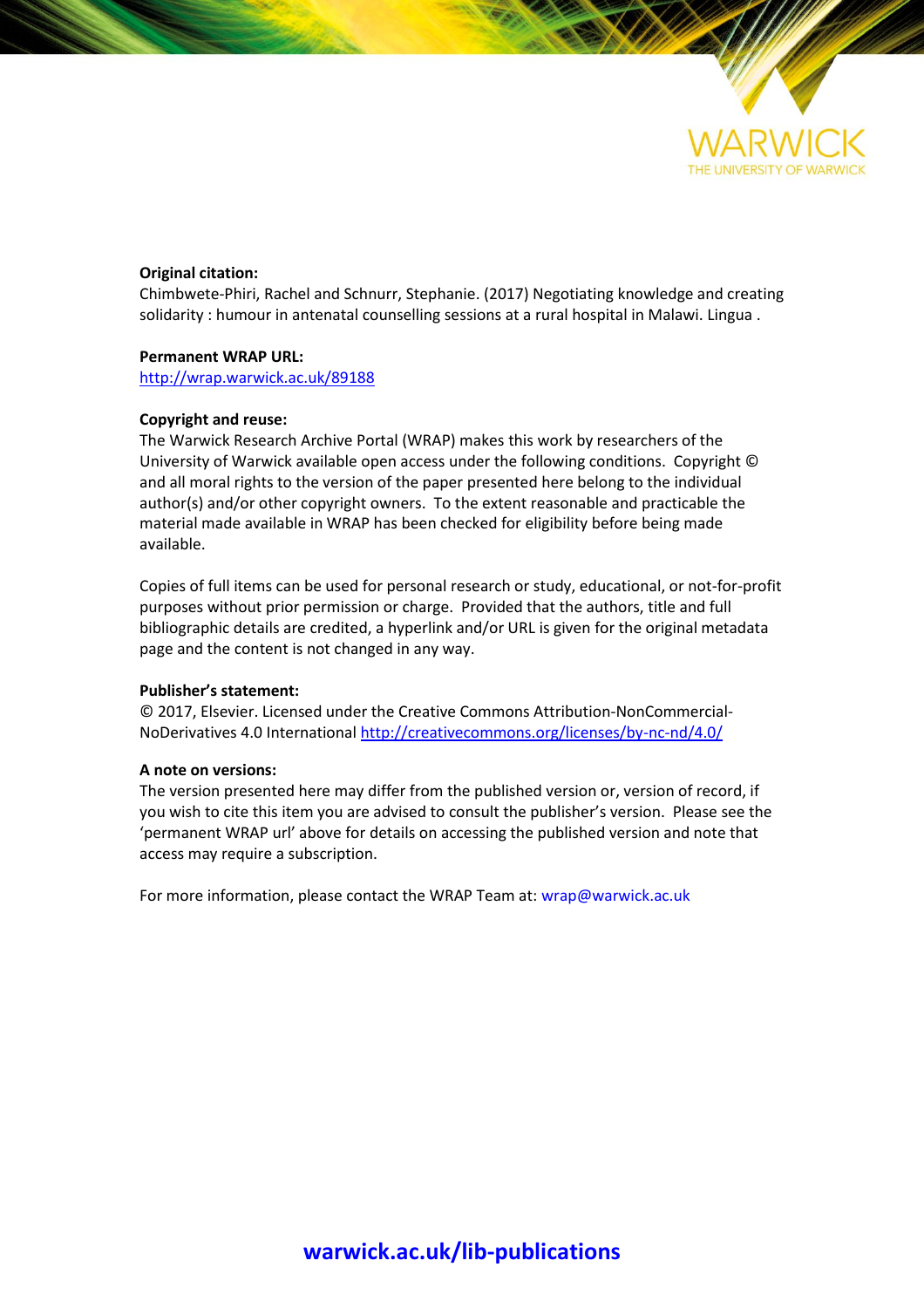WARWICK
THE UNIVERSITY OF WARWICK

**Original citation:**
Chimbwete-Phiri, Rachel and Schnurr, Stephanie. (2017) Negotiating knowledge and creating solidarity : humour in antenatal counselling sessions at a rural hospital in Malawi. Lingua .

**Permanent WRAP URL:**
http://wrap.warwick.ac.uk/89188

**Copyright and reuse:**
The Warwick Research Archive Portal (WRAP) makes this work by researchers of the University of Warwick available open access under the following conditions. Copyright © and all moral rights to the version of the paper presented here belong to the individual author(s) and/or other copyright owners. To the extent reasonable and practicable the material made available in WRAP has been checked for eligibility before being made available.

Copies of full items can be used for personal research or study, educational, or not-for-profit purposes without prior permission or charge. Provided that the authors, title and full bibliographic details are credited, a hyperlink and/or URL is given for the original metadata page and the content is not changed in any way.

**Publisher's statement:**
© 2017, Elsevier. Licensed under the Creative Commons Attribution-NonCommercial-NoDerivatives 4.0 International http://creativecommons.org/licenses/by-nc-nd/4.0/

**A note on versions:**
The version presented here may differ from the published version or, version of record, if you wish to cite this item you are advised to consult the publisher's version. Please see the 'permanent WRAP url' above for details on accessing the published version and note that access may require a subscription.

For more information, please contact the WRAP Team at: wrap@warwick.ac.uk

**warwick.ac.uk/lib-publications**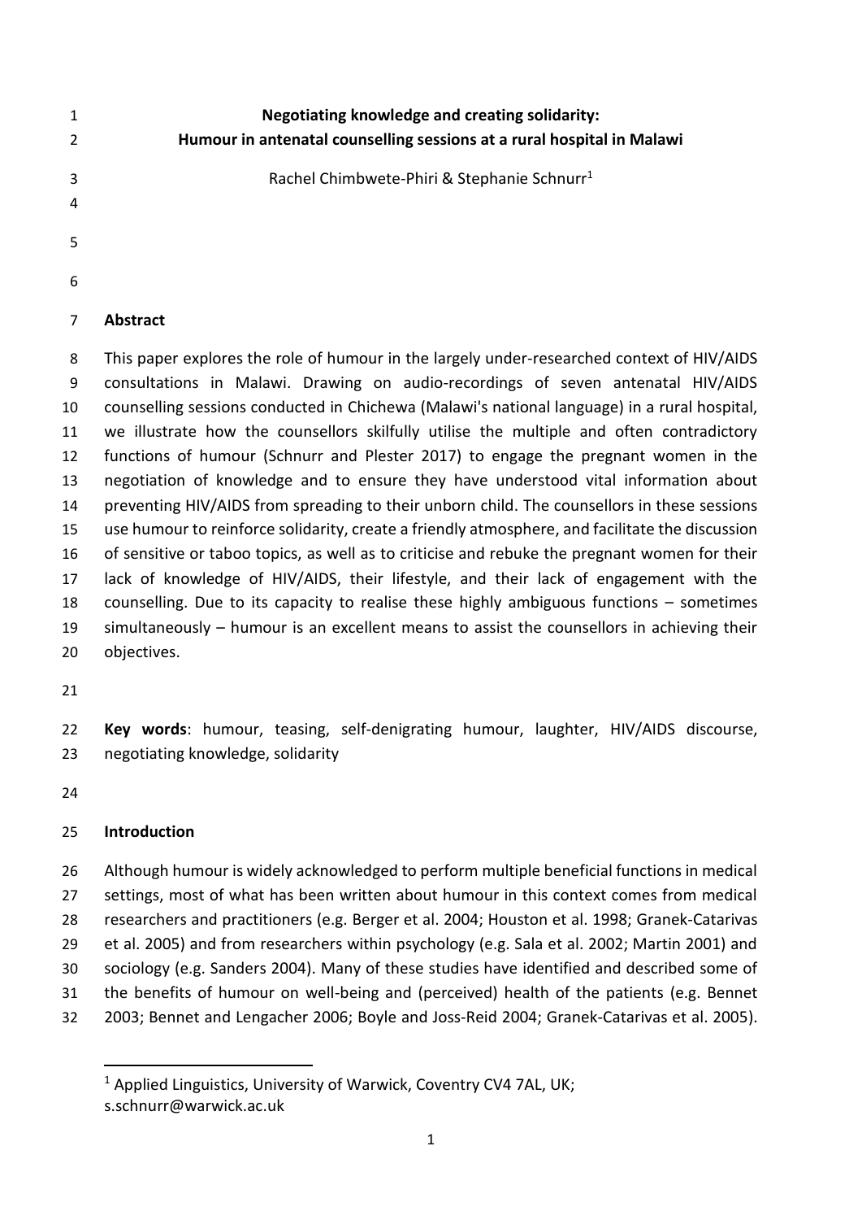# Negotiating knowledge and creating solidarity: Humour in antenatal counselling sessions at a rural hospital in Malawi

Rachel Chimbwete-Phiri & Stephanie Schnurr[1]

## Abstract

This paper explores the role of humour in the largely under-researched context of HIV/AIDS consultations in Malawi. Drawing on audio-recordings of seven antenatal HIV/AIDS counselling sessions conducted in Chichewa (Malawi's national language) in a rural hospital, we illustrate how the counsellors skilfully utilise the multiple and often contradictory functions of humour (Schnurr and Plester 2017) to engage the pregnant women in the negotiation of knowledge and to ensure they have understood vital information about preventing HIV/AIDS from spreading to their unborn child. The counsellors in these sessions use humour to reinforce solidarity, create a friendly atmosphere, and facilitate the discussion of sensitive or taboo topics, as well as to criticise and rebuke the pregnant women for their lack of knowledge of HIV/AIDS, their lifestyle, and their lack of engagement with the counselling. Due to its capacity to realise these highly ambiguous functions – sometimes simultaneously – humour is an excellent means to assist the counsellors in achieving their objectives.

**Key words**: humour, teasing, self-denigrating humour, laughter, HIV/AIDS discourse, negotiating knowledge, solidarity

## Introduction

Although humour is widely acknowledged to perform multiple beneficial functions in medical settings, most of what has been written about humour in this context comes from medical researchers and practitioners (e.g. Berger et al. 2004; Houston et al. 1998; Granek-Catarivas et al. 2005) and from researchers within psychology (e.g. Sala et al. 2002; Martin 2001) and sociology (e.g. Sanders 2004). Many of these studies have identified and described some of the benefits of humour on well-being and (perceived) health of the patients (e.g. Bennet 2003; Bennet and Lengacher 2006; Boyle and Joss-Reid 2004; Granek-Catarivas et al. 2005).

[1] Applied Linguistics, University of Warwick, Coventry CV4 7AL, UK; s.schnurr@warwick.ac.uk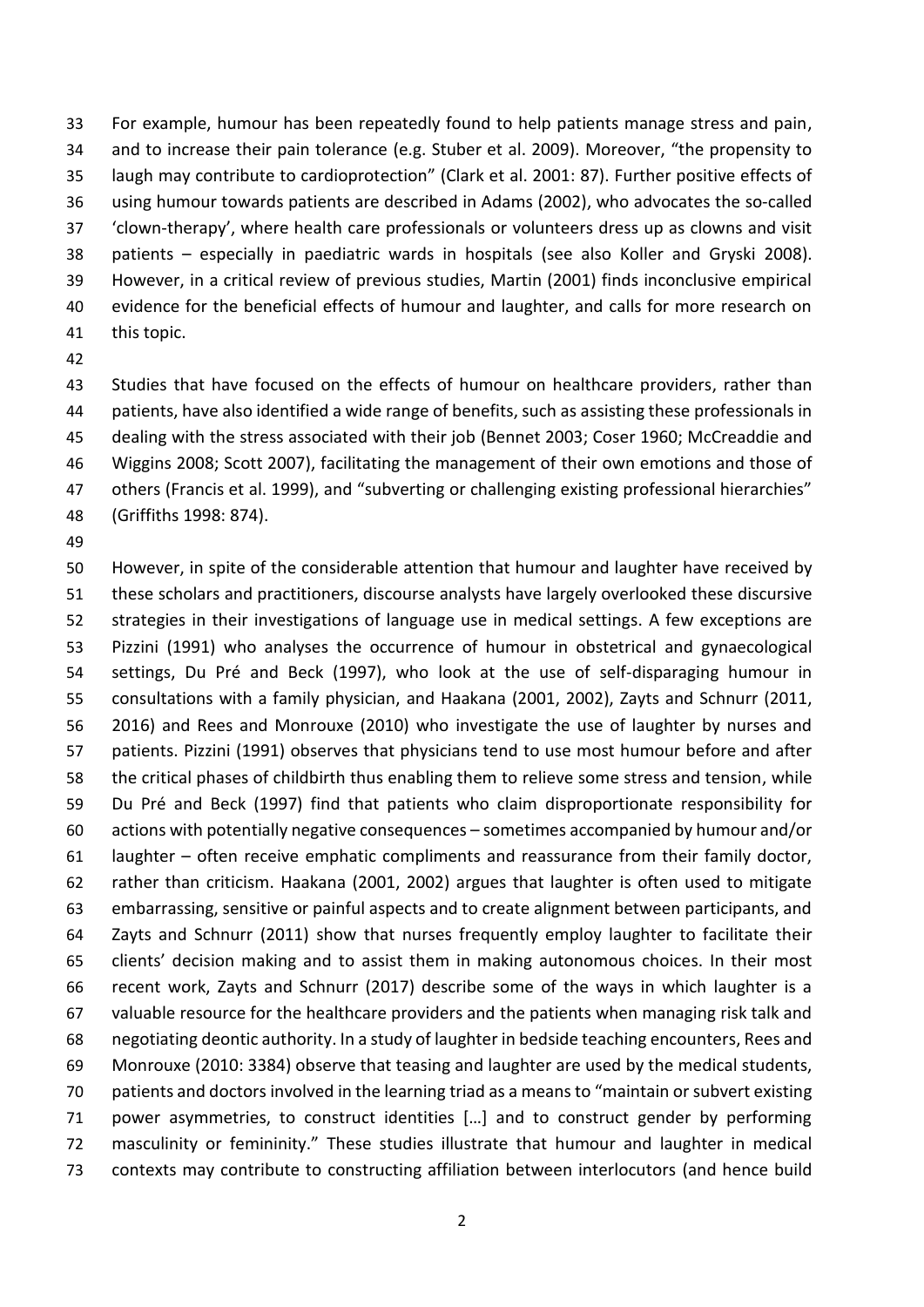For example, humour has been repeatedly found to help patients manage stress and pain, and to increase their pain tolerance (e.g. Stuber et al. 2009). Moreover, "the propensity to laugh may contribute to cardioprotection" (Clark et al. 2001: 87). Further positive effects of using humour towards patients are described in Adams (2002), who advocates the so-called 'clown-therapy', where health care professionals or volunteers dress up as clowns and visit patients – especially in paediatric wards in hospitals (see also Koller and Gryski 2008). However, in a critical review of previous studies, Martin (2001) finds inconclusive empirical evidence for the beneficial effects of humour and laughter, and calls for more research on this topic.

Studies that have focused on the effects of humour on healthcare providers, rather than patients, have also identified a wide range of benefits, such as assisting these professionals in dealing with the stress associated with their job (Bennet 2003; Coser 1960; McCreaddie and Wiggins 2008; Scott 2007), facilitating the management of their own emotions and those of others (Francis et al. 1999), and "subverting or challenging existing professional hierarchies" (Griffiths 1998: 874).

However, in spite of the considerable attention that humour and laughter have received by these scholars and practitioners, discourse analysts have largely overlooked these discursive strategies in their investigations of language use in medical settings. A few exceptions are Pizzini (1991) who analyses the occurrence of humour in obstetrical and gynaecological settings, Du Pré and Beck (1997), who look at the use of self-disparaging humour in consultations with a family physician, and Haakana (2001, 2002), Zayts and Schnurr (2011, 2016) and Rees and Monrouxe (2010) who investigate the use of laughter by nurses and patients. Pizzini (1991) observes that physicians tend to use most humour before and after the critical phases of childbirth thus enabling them to relieve some stress and tension, while Du Pré and Beck (1997) find that patients who claim disproportionate responsibility for actions with potentially negative consequences – sometimes accompanied by humour and/or laughter – often receive emphatic compliments and reassurance from their family doctor, rather than criticism. Haakana (2001, 2002) argues that laughter is often used to mitigate embarrassing, sensitive or painful aspects and to create alignment between participants, and Zayts and Schnurr (2011) show that nurses frequently employ laughter to facilitate their clients' decision making and to assist them in making autonomous choices. In their most recent work, Zayts and Schnurr (2017) describe some of the ways in which laughter is a valuable resource for the healthcare providers and the patients when managing risk talk and negotiating deontic authority. In a study of laughter in bedside teaching encounters, Rees and Monrouxe (2010: 3384) observe that teasing and laughter are used by the medical students, patients and doctors involved in the learning triad as a means to "maintain or subvert existing power asymmetries, to construct identities […] and to construct gender by performing masculinity or femininity." These studies illustrate that humour and laughter in medical contexts may contribute to constructing affiliation between interlocutors (and hence build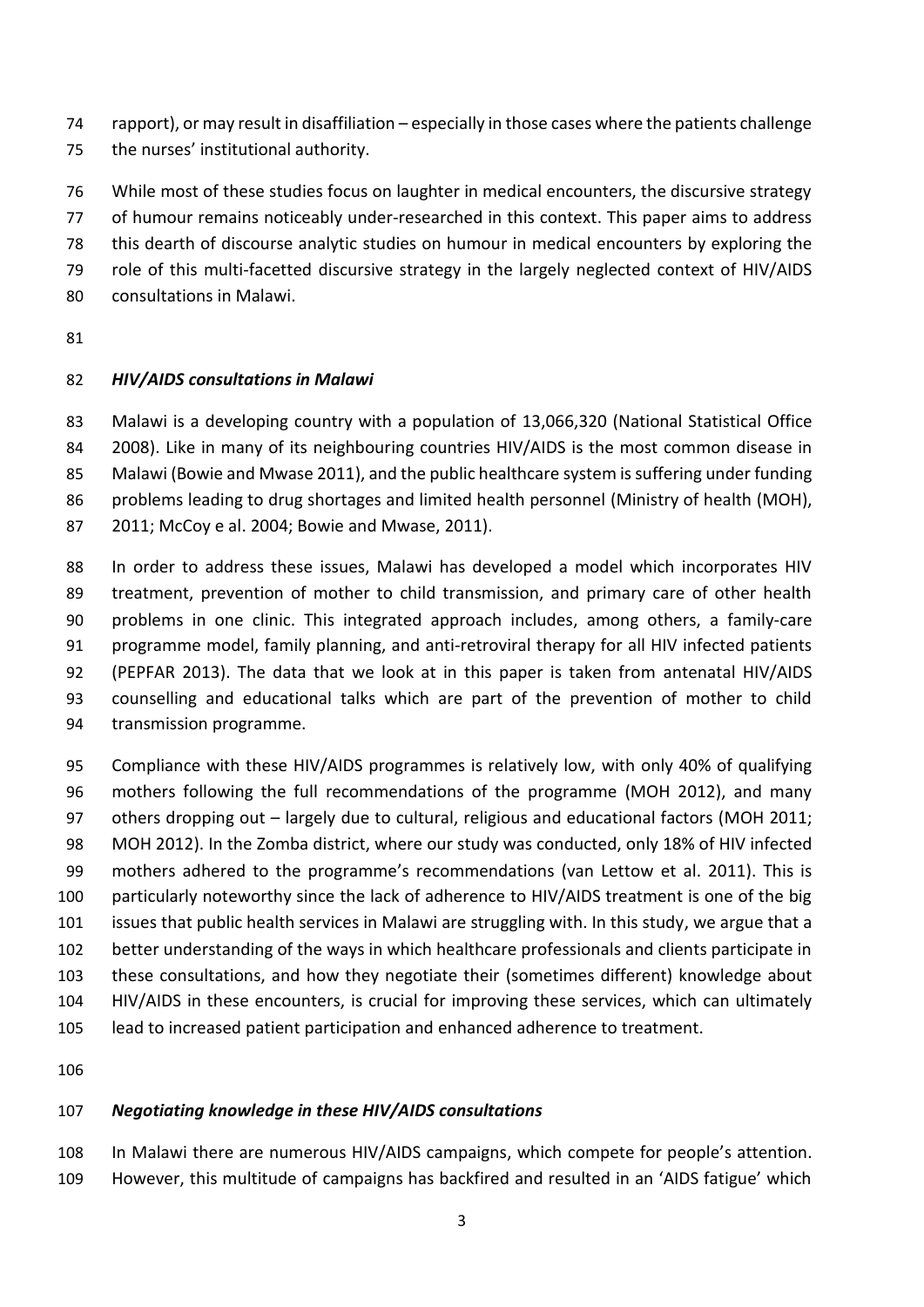rapport), or may result in disaffiliation – especially in those cases where the patients challenge the nurses' institutional authority.

While most of these studies focus on laughter in medical encounters, the discursive strategy of humour remains noticeably under-researched in this context. This paper aims to address this dearth of discourse analytic studies on humour in medical encounters by exploring the role of this multi-facetted discursive strategy in the largely neglected context of HIV/AIDS consultations in Malawi.

### *HIV/AIDS consultations in Malawi*

Malawi is a developing country with a population of 13,066,320 (National Statistical Office 2008). Like in many of its neighbouring countries HIV/AIDS is the most common disease in Malawi (Bowie and Mwase 2011), and the public healthcare system is suffering under funding problems leading to drug shortages and limited health personnel (Ministry of health (MOH), 2011; McCoy e al. 2004; Bowie and Mwase, 2011).

In order to address these issues, Malawi has developed a model which incorporates HIV treatment, prevention of mother to child transmission, and primary care of other health problems in one clinic. This integrated approach includes, among others, a family-care programme model, family planning, and anti-retroviral therapy for all HIV infected patients (PEPFAR 2013). The data that we look at in this paper is taken from antenatal HIV/AIDS counselling and educational talks which are part of the prevention of mother to child transmission programme.

Compliance with these HIV/AIDS programmes is relatively low, with only 40% of qualifying mothers following the full recommendations of the programme (MOH 2012), and many others dropping out – largely due to cultural, religious and educational factors (MOH 2011; MOH 2012). In the Zomba district, where our study was conducted, only 18% of HIV infected mothers adhered to the programme's recommendations (van Lettow et al. 2011). This is particularly noteworthy since the lack of adherence to HIV/AIDS treatment is one of the big issues that public health services in Malawi are struggling with. In this study, we argue that a better understanding of the ways in which healthcare professionals and clients participate in these consultations, and how they negotiate their (sometimes different) knowledge about HIV/AIDS in these encounters, is crucial for improving these services, which can ultimately lead to increased patient participation and enhanced adherence to treatment.

### *Negotiating knowledge in these HIV/AIDS consultations*

In Malawi there are numerous HIV/AIDS campaigns, which compete for people's attention. However, this multitude of campaigns has backfired and resulted in an 'AIDS fatigue' which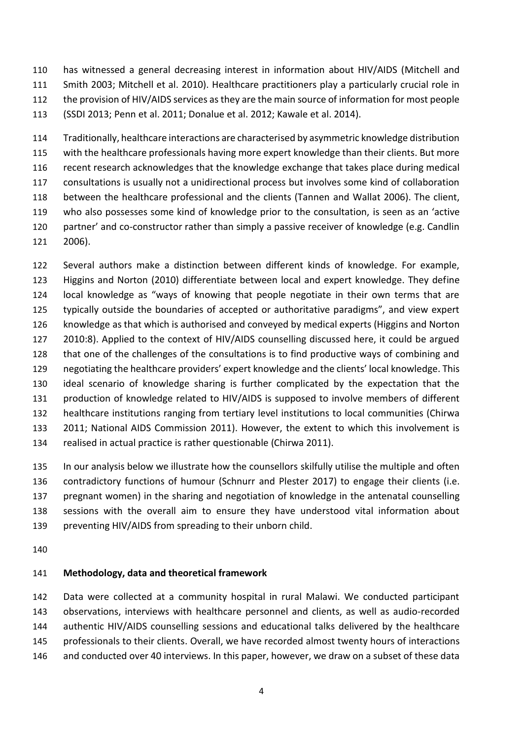has witnessed a general decreasing interest in information about HIV/AIDS (Mitchell and Smith 2003; Mitchell et al. 2010). Healthcare practitioners play a particularly crucial role in the provision of HIV/AIDS services as they are the main source of information for most people (SSDI 2013; Penn et al. 2011; Donalue et al. 2012; Kawale et al. 2014).

Traditionally, healthcare interactions are characterised by asymmetric knowledge distribution with the healthcare professionals having more expert knowledge than their clients. But more recent research acknowledges that the knowledge exchange that takes place during medical consultations is usually not a unidirectional process but involves some kind of collaboration between the healthcare professional and the clients (Tannen and Wallat 2006). The client, who also possesses some kind of knowledge prior to the consultation, is seen as an 'active partner' and co-constructor rather than simply a passive receiver of knowledge (e.g. Candlin 2006).

Several authors make a distinction between different kinds of knowledge. For example, Higgins and Norton (2010) differentiate between local and expert knowledge. They define local knowledge as "ways of knowing that people negotiate in their own terms that are typically outside the boundaries of accepted or authoritative paradigms", and view expert knowledge as that which is authorised and conveyed by medical experts (Higgins and Norton 2010:8). Applied to the context of HIV/AIDS counselling discussed here, it could be argued that one of the challenges of the consultations is to find productive ways of combining and negotiating the healthcare providers' expert knowledge and the clients' local knowledge. This ideal scenario of knowledge sharing is further complicated by the expectation that the production of knowledge related to HIV/AIDS is supposed to involve members of different healthcare institutions ranging from tertiary level institutions to local communities (Chirwa 2011; National AIDS Commission 2011). However, the extent to which this involvement is realised in actual practice is rather questionable (Chirwa 2011).

In our analysis below we illustrate how the counsellors skilfully utilise the multiple and often contradictory functions of humour (Schnurr and Plester 2017) to engage their clients (i.e. pregnant women) in the sharing and negotiation of knowledge in the antenatal counselling sessions with the overall aim to ensure they have understood vital information about preventing HIV/AIDS from spreading to their unborn child.

## Methodology, data and theoretical framework

Data were collected at a community hospital in rural Malawi. We conducted participant observations, interviews with healthcare personnel and clients, as well as audio-recorded authentic HIV/AIDS counselling sessions and educational talks delivered by the healthcare professionals to their clients. Overall, we have recorded almost twenty hours of interactions and conducted over 40 interviews. In this paper, however, we draw on a subset of these data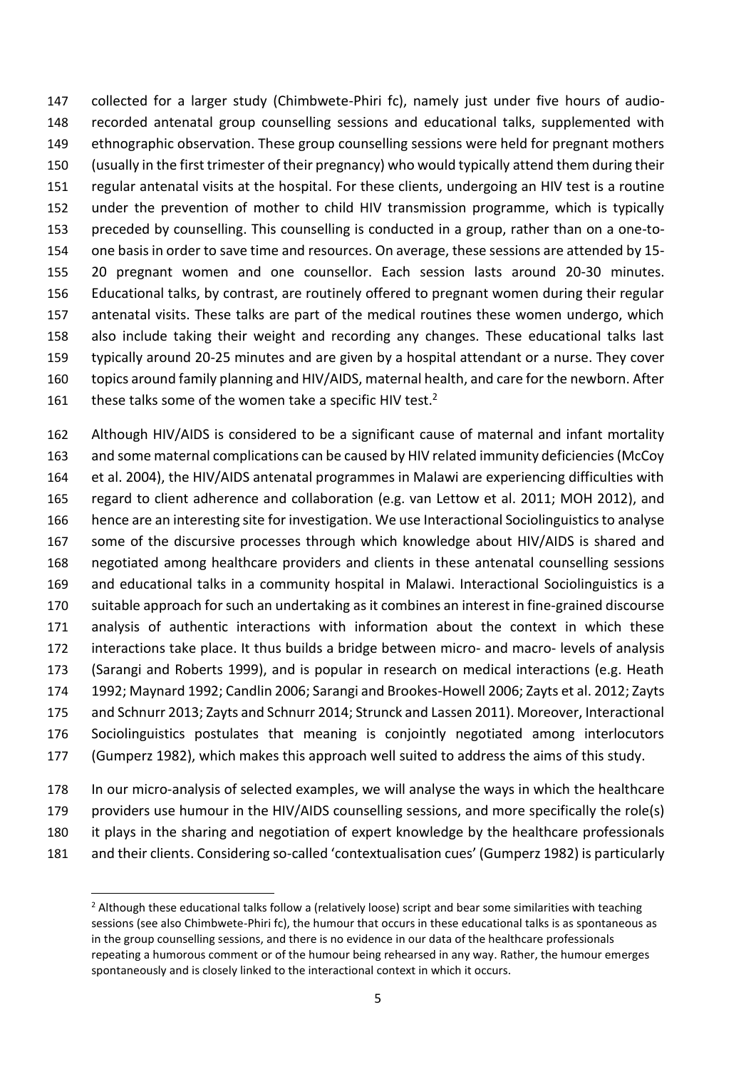collected for a larger study (Chimbwete-Phiri fc), namely just under five hours of audio-recorded antenatal group counselling sessions and educational talks, supplemented with ethnographic observation. These group counselling sessions were held for pregnant mothers (usually in the first trimester of their pregnancy) who would typically attend them during their regular antenatal visits at the hospital. For these clients, undergoing an HIV test is a routine under the prevention of mother to child HIV transmission programme, which is typically preceded by counselling. This counselling is conducted in a group, rather than on a one-to-one basis in order to save time and resources. On average, these sessions are attended by 15-20 pregnant women and one counsellor. Each session lasts around 20-30 minutes. Educational talks, by contrast, are routinely offered to pregnant women during their regular antenatal visits. These talks are part of the medical routines these women undergo, which also include taking their weight and recording any changes. These educational talks last typically around 20-25 minutes and are given by a hospital attendant or a nurse. They cover topics around family planning and HIV/AIDS, maternal health, and care for the newborn. After these talks some of the women take a specific HIV test.[2]

Although HIV/AIDS is considered to be a significant cause of maternal and infant mortality and some maternal complications can be caused by HIV related immunity deficiencies (McCoy et al. 2004), the HIV/AIDS antenatal programmes in Malawi are experiencing difficulties with regard to client adherence and collaboration (e.g. van Lettow et al. 2011; MOH 2012), and hence are an interesting site for investigation. We use Interactional Sociolinguistics to analyse some of the discursive processes through which knowledge about HIV/AIDS is shared and negotiated among healthcare providers and clients in these antenatal counselling sessions and educational talks in a community hospital in Malawi. Interactional Sociolinguistics is a suitable approach for such an undertaking as it combines an interest in fine-grained discourse analysis of authentic interactions with information about the context in which these interactions take place. It thus builds a bridge between micro- and macro- levels of analysis (Sarangi and Roberts 1999), and is popular in research on medical interactions (e.g. Heath 1992; Maynard 1992; Candlin 2006; Sarangi and Brookes-Howell 2006; Zayts et al. 2012; Zayts and Schnurr 2013; Zayts and Schnurr 2014; Strunck and Lassen 2011). Moreover, Interactional Sociolinguistics postulates that meaning is conjointly negotiated among interlocutors (Gumperz 1982), which makes this approach well suited to address the aims of this study.

In our micro-analysis of selected examples, we will analyse the ways in which the healthcare providers use humour in the HIV/AIDS counselling sessions, and more specifically the role(s) it plays in the sharing and negotiation of expert knowledge by the healthcare professionals and their clients. Considering so-called 'contextualisation cues' (Gumperz 1982) is particularly

[2] Although these educational talks follow a (relatively loose) script and bear some similarities with teaching sessions (see also Chimbwete-Phiri fc), the humour that occurs in these educational talks is as spontaneous as in the group counselling sessions, and there is no evidence in our data of the healthcare professionals repeating a humorous comment or of the humour being rehearsed in any way. Rather, the humour emerges spontaneously and is closely linked to the interactional context in which it occurs.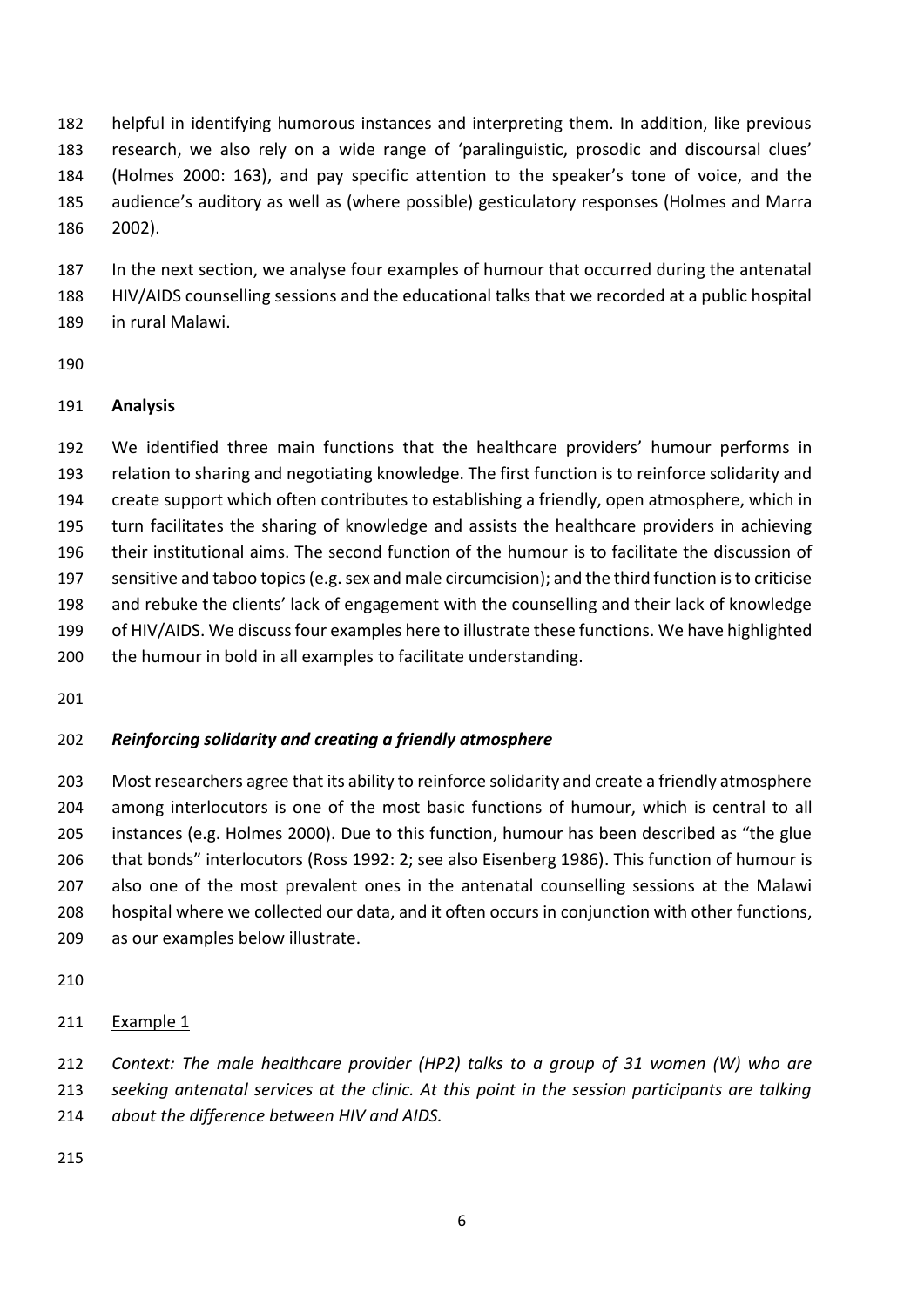helpful in identifying humorous instances and interpreting them. In addition, like previous research, we also rely on a wide range of 'paralinguistic, prosodic and discoursal clues' (Holmes 2000: 163), and pay specific attention to the speaker's tone of voice, and the audience's auditory as well as (where possible) gesticulatory responses (Holmes and Marra 2002).

In the next section, we analyse four examples of humour that occurred during the antenatal HIV/AIDS counselling sessions and the educational talks that we recorded at a public hospital in rural Malawi.

## Analysis

We identified three main functions that the healthcare providers' humour performs in relation to sharing and negotiating knowledge. The first function is to reinforce solidarity and create support which often contributes to establishing a friendly, open atmosphere, which in turn facilitates the sharing of knowledge and assists the healthcare providers in achieving their institutional aims. The second function of the humour is to facilitate the discussion of sensitive and taboo topics (e.g. sex and male circumcision); and the third function is to criticise and rebuke the clients' lack of engagement with the counselling and their lack of knowledge of HIV/AIDS. We discuss four examples here to illustrate these functions. We have highlighted the humour in bold in all examples to facilitate understanding.

### *Reinforcing solidarity and creating a friendly atmosphere*

Most researchers agree that its ability to reinforce solidarity and create a friendly atmosphere among interlocutors is one of the most basic functions of humour, which is central to all instances (e.g. Holmes 2000). Due to this function, humour has been described as "the glue that bonds" interlocutors (Ross 1992: 2; see also Eisenberg 1986). This function of humour is also one of the most prevalent ones in the antenatal counselling sessions at the Malawi hospital where we collected our data, and it often occurs in conjunction with other functions, as our examples below illustrate.

<u>Example 1</u>

*Context: The male healthcare provider (HP2) talks to a group of 31 women (W) who are seeking antenatal services at the clinic. At this point in the session participants are talking about the difference between HIV and AIDS.*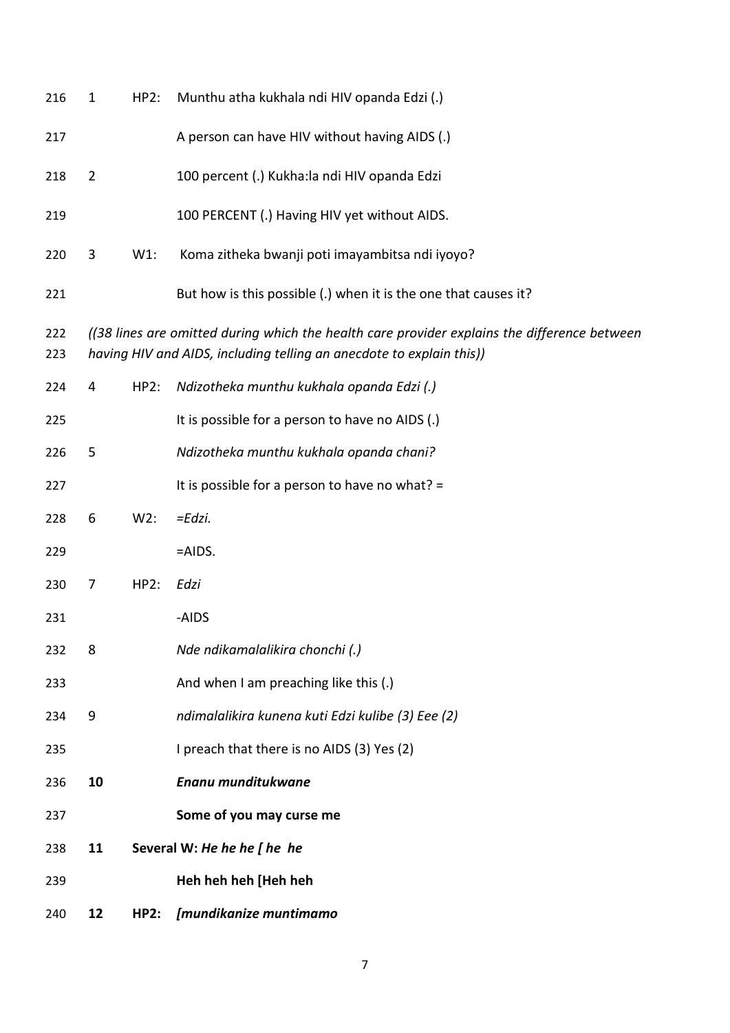216 1 HP2: Munthu atha kukhala ndi HIV opanda Edzi (.)

217 A person can have HIV without having AIDS (.)

218 2 100 percent (.) Kukha:la ndi HIV opanda Edzi

219 100 PERCENT (.) Having HIV yet without AIDS.

220 3 W1: Koma zitheka bwanji poti imayambitsa ndi iyoyo?

221 But how is this possible (.) when it is the one that causes it?

222 *((38 lines are omitted during which the health care provider explains the difference between*
223 *having HIV and AIDS, including telling an anecdote to explain this))*

224 4 HP2: *Ndizotheka munthu kukhala opanda Edzi (.)*

225 It is possible for a person to have no AIDS (.)

226 5 *Ndizotheka munthu kukhala opanda chani?*

227 It is possible for a person to have no what? =

228 6 W2: *=Edzi.*

229 =AIDS.

230 7 HP2: *Edzi*

231 -AIDS

232 8 *Nde ndikamalalikira chonchi (.)*

233 And when I am preaching like this (.)

234 9 *ndimalalikira kunena kuti Edzi kulibe (3) Eee (2)*

235 I preach that there is no AIDS (3) Yes (2)

236 **10** ***Enanu munditukwane***

237 **Some of you may curse me**

238 **11** **Several W:** ***He he he [ he he***

239 **Heh heh heh [Heh heh**

240 **12** **HP2:** ***[mundikanize muntimamo***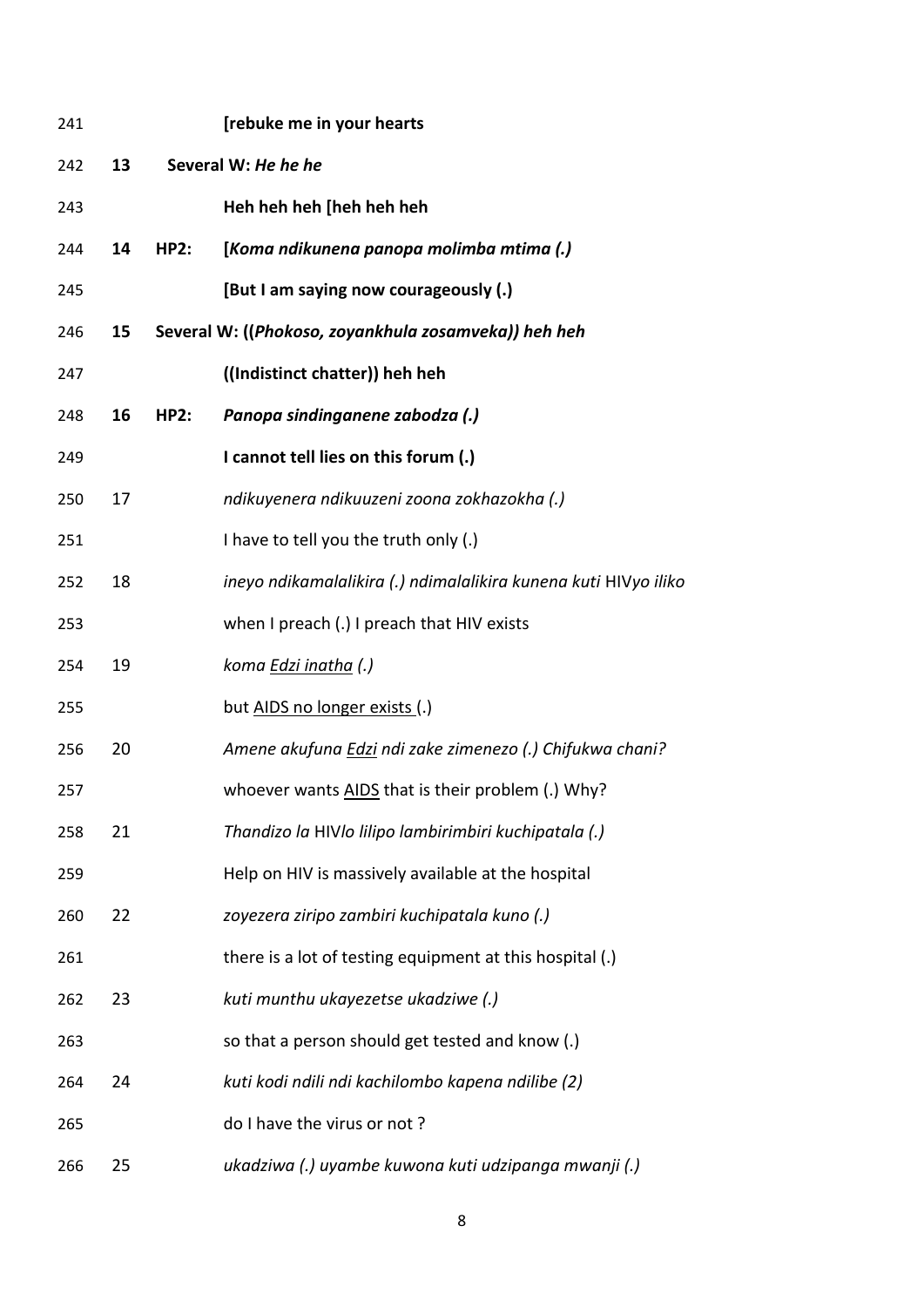241 **[rebuke me in your hearts**

242 **13 Several W: *He he he***

243 **Heh heh heh [heh heh heh**

244 **14 HP2: [*Koma ndikunena panopa molimba mtima (.)***

245 **[But I am saying now courageously (.)**

246 **15 Several W: ((*Phokoso, zoyankhula zosamveka*)) *heh heh***

247 **((Indistinct chatter)) heh heh**

248 **16 HP2: *Panopa sindinganene zabodza (.)***

249 **I cannot tell lies on this forum (.)**

250 17 *ndikuyenera ndikuuzeni zoona zokhazokha (.)*

251 I have to tell you the truth only (.)

252 18 *ineyo ndikamalalikira (.) ndimalalikira kunena kuti* HIV*yo iliko*

253 when I preach (.) I preach that HIV exists

254 19 *koma <u>Edzi inatha</u> (.)*

255 but <u>AIDS no longer exists</u> (.)

256 20 *Amene akufuna <u>Edzi</u> ndi zake zimenezo (.) Chifukwa chani?*

257 whoever wants <u>AIDS</u> that is their problem (.) Why?

258 21 *Thandizo la* HIV*lo lilipo lambirimbiri kuchipatala (.)*

259 Help on HIV is massively available at the hospital

260 22 *zoyezera ziripo zambiri kuchipatala kuno (.)*

261 there is a lot of testing equipment at this hospital (.)

262 23 *kuti munthu ukayezetse ukadziwe (.)*

263 so that a person should get tested and know (.)

264 24 *kuti kodi ndili ndi kachilombo kapena ndilibe (2)*

265 do I have the virus or not ?

266 25 *ukadziwa (.) uyambe kuwona kuti udzipanga mwanji (.)*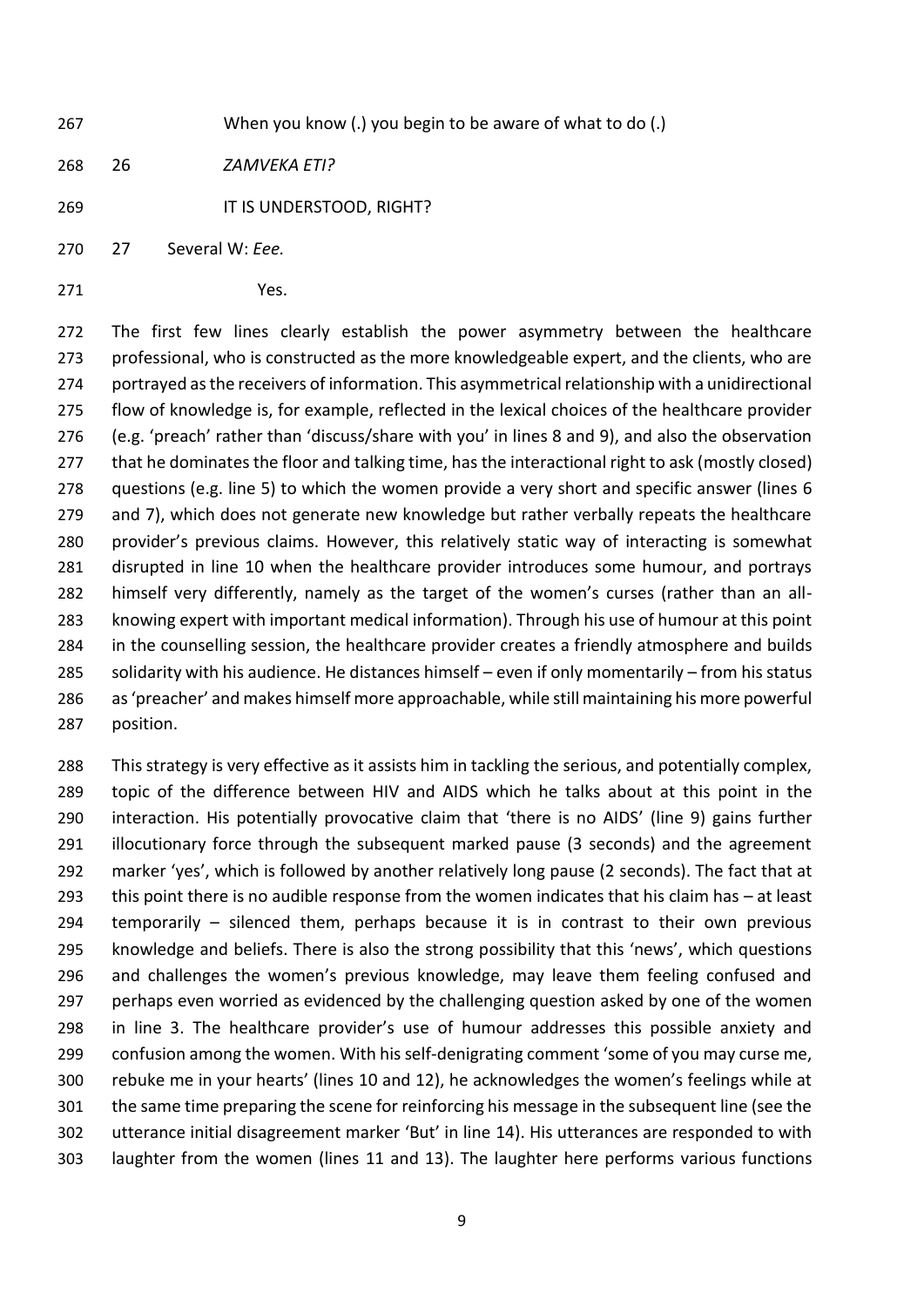When you know (.) you begin to be aware of what to do (.)

26 *ZAMVEKA ETI?*

IT IS UNDERSTOOD, RIGHT?

27 Several W: *Eee.*

Yes.

The first few lines clearly establish the power asymmetry between the healthcare professional, who is constructed as the more knowledgeable expert, and the clients, who are portrayed as the receivers of information. This asymmetrical relationship with a unidirectional flow of knowledge is, for example, reflected in the lexical choices of the healthcare provider (e.g. 'preach' rather than 'discuss/share with you' in lines 8 and 9), and also the observation that he dominates the floor and talking time, has the interactional right to ask (mostly closed) questions (e.g. line 5) to which the women provide a very short and specific answer (lines 6 and 7), which does not generate new knowledge but rather verbally repeats the healthcare provider's previous claims. However, this relatively static way of interacting is somewhat disrupted in line 10 when the healthcare provider introduces some humour, and portrays himself very differently, namely as the target of the women's curses (rather than an all-knowing expert with important medical information). Through his use of humour at this point in the counselling session, the healthcare provider creates a friendly atmosphere and builds solidarity with his audience. He distances himself – even if only momentarily – from his status as 'preacher' and makes himself more approachable, while still maintaining his more powerful position.

This strategy is very effective as it assists him in tackling the serious, and potentially complex, topic of the difference between HIV and AIDS which he talks about at this point in the interaction. His potentially provocative claim that 'there is no AIDS' (line 9) gains further illocutionary force through the subsequent marked pause (3 seconds) and the agreement marker 'yes', which is followed by another relatively long pause (2 seconds). The fact that at this point there is no audible response from the women indicates that his claim has – at least temporarily – silenced them, perhaps because it is in contrast to their own previous knowledge and beliefs. There is also the strong possibility that this 'news', which questions and challenges the women's previous knowledge, may leave them feeling confused and perhaps even worried as evidenced by the challenging question asked by one of the women in line 3. The healthcare provider's use of humour addresses this possible anxiety and confusion among the women. With his self-denigrating comment 'some of you may curse me, rebuke me in your hearts' (lines 10 and 12), he acknowledges the women's feelings while at the same time preparing the scene for reinforcing his message in the subsequent line (see the utterance initial disagreement marker 'But' in line 14). His utterances are responded to with laughter from the women (lines 11 and 13). The laughter here performs various functions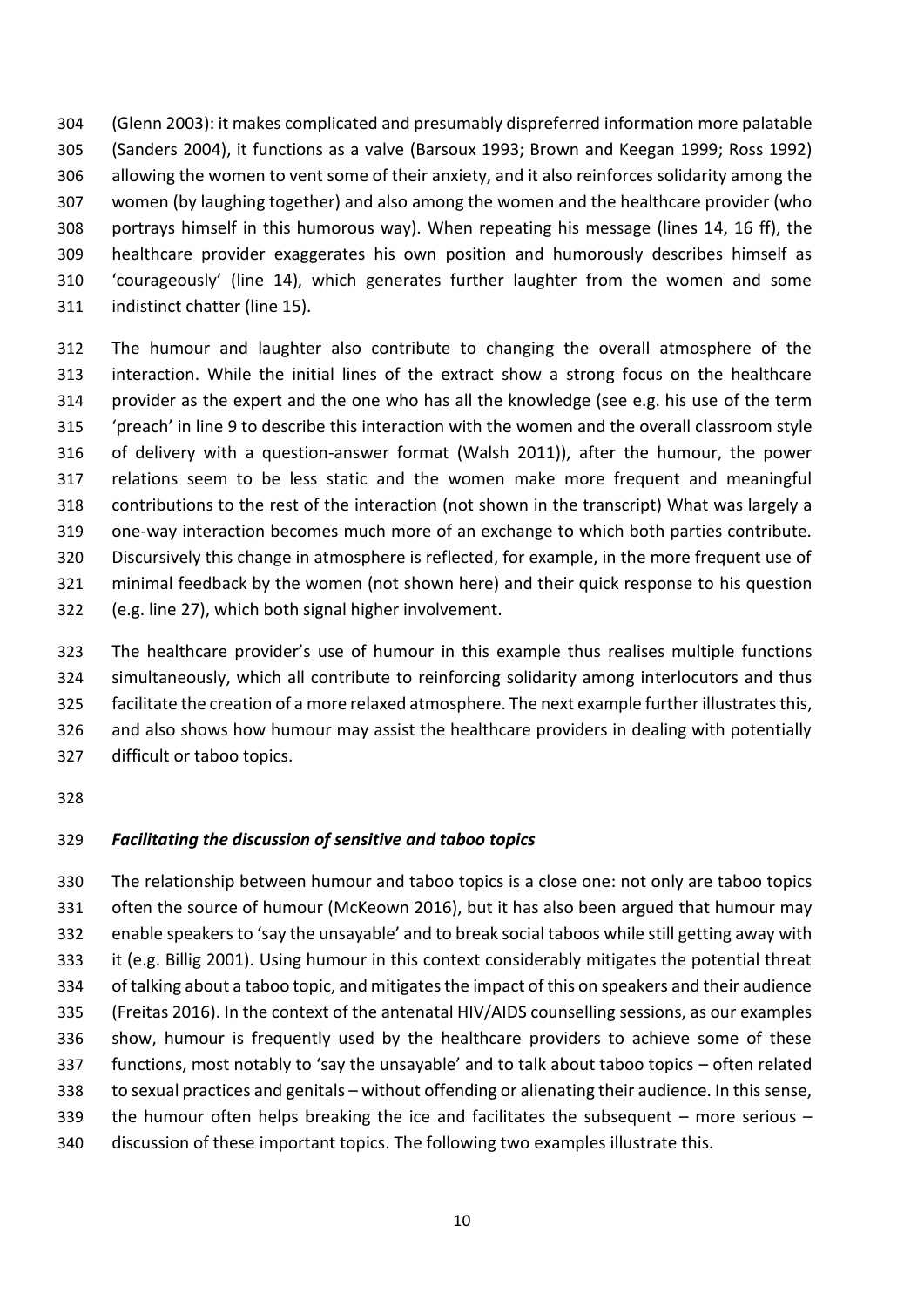(Glenn 2003): it makes complicated and presumably dispreferred information more palatable (Sanders 2004), it functions as a valve (Barsoux 1993; Brown and Keegan 1999; Ross 1992) allowing the women to vent some of their anxiety, and it also reinforces solidarity among the women (by laughing together) and also among the women and the healthcare provider (who portrays himself in this humorous way). When repeating his message (lines 14, 16 ff), the healthcare provider exaggerates his own position and humorously describes himself as 'courageously' (line 14), which generates further laughter from the women and some indistinct chatter (line 15).

The humour and laughter also contribute to changing the overall atmosphere of the interaction. While the initial lines of the extract show a strong focus on the healthcare provider as the expert and the one who has all the knowledge (see e.g. his use of the term 'preach' in line 9 to describe this interaction with the women and the overall classroom style of delivery with a question-answer format (Walsh 2011)), after the humour, the power relations seem to be less static and the women make more frequent and meaningful contributions to the rest of the interaction (not shown in the transcript) What was largely a one-way interaction becomes much more of an exchange to which both parties contribute. Discursively this change in atmosphere is reflected, for example, in the more frequent use of minimal feedback by the women (not shown here) and their quick response to his question (e.g. line 27), which both signal higher involvement.

The healthcare provider's use of humour in this example thus realises multiple functions simultaneously, which all contribute to reinforcing solidarity among interlocutors and thus facilitate the creation of a more relaxed atmosphere. The next example further illustrates this, and also shows how humour may assist the healthcare providers in dealing with potentially difficult or taboo topics.

### *Facilitating the discussion of sensitive and taboo topics*

The relationship between humour and taboo topics is a close one: not only are taboo topics often the source of humour (McKeown 2016), but it has also been argued that humour may enable speakers to 'say the unsayable' and to break social taboos while still getting away with it (e.g. Billig 2001). Using humour in this context considerably mitigates the potential threat of talking about a taboo topic, and mitigates the impact of this on speakers and their audience (Freitas 2016). In the context of the antenatal HIV/AIDS counselling sessions, as our examples show, humour is frequently used by the healthcare providers to achieve some of these functions, most notably to 'say the unsayable' and to talk about taboo topics – often related to sexual practices and genitals – without offending or alienating their audience. In this sense, the humour often helps breaking the ice and facilitates the subsequent – more serious – discussion of these important topics. The following two examples illustrate this.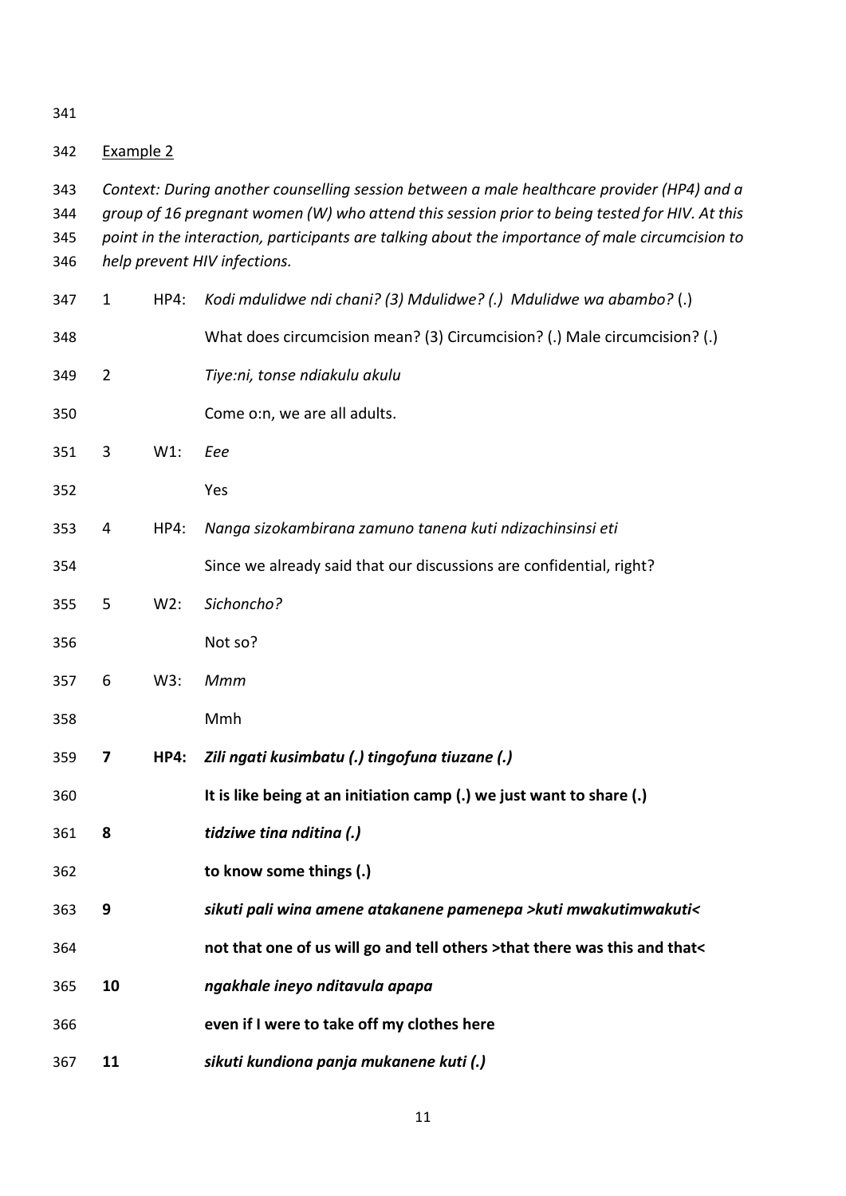Example 2

*Context: During another counselling session between a male healthcare provider (HP4) and a group of 16 pregnant women (W) who attend this session prior to being tested for HIV. At this point in the interaction, participants are talking about the importance of male circumcision to help prevent HIV infections.*

| | | |
|---|---|---|
| 1 | HP4: | *Kodi mdulidwe ndi chani? (3) Mdulidwe? (.) Mdulidwe wa abambo?* (.) |
| | | What does circumcision mean? (3) Circumcision? (.) Male circumcision? (.) |
| 2 | | *Tiye:ni, tonse ndiakulu akulu* |
| | | Come o:n, we are all adults. |
| 3 | W1: | *Eee* |
| | | Yes |
| 4 | HP4: | *Nanga sizokambirana zamuno tanena kuti ndizachinsinsi eti* |
| | | Since we already said that our discussions are confidential, right? |
| 5 | W2: | *Sichoncho?* |
| | | Not so? |
| 6 | W3: | *Mmm* |
| | | Mmh |
| **7** | **HP4:** | ***Zili ngati kusimbatu (.) tingofuna tiuzane (.)*** |
| | | **It is like being at an initiation camp (.) we just want to share (.)** |
| **8** | | ***tidziwe tina nditina (.)*** |
| | | **to know some things (.)** |
| **9** | | ***sikuti pali wina amene atakanene pamenepa >kuti mwakutimwakuti<*** |
| | | **not that one of us will go and tell others >that there was this and that<** |
| **10** | | ***ngakhale ineyo nditavula apapa*** |
| | | **even if I were to take off my clothes here** |
| **11** | | ***sikuti kundiona panja mukanene kuti (.)*** |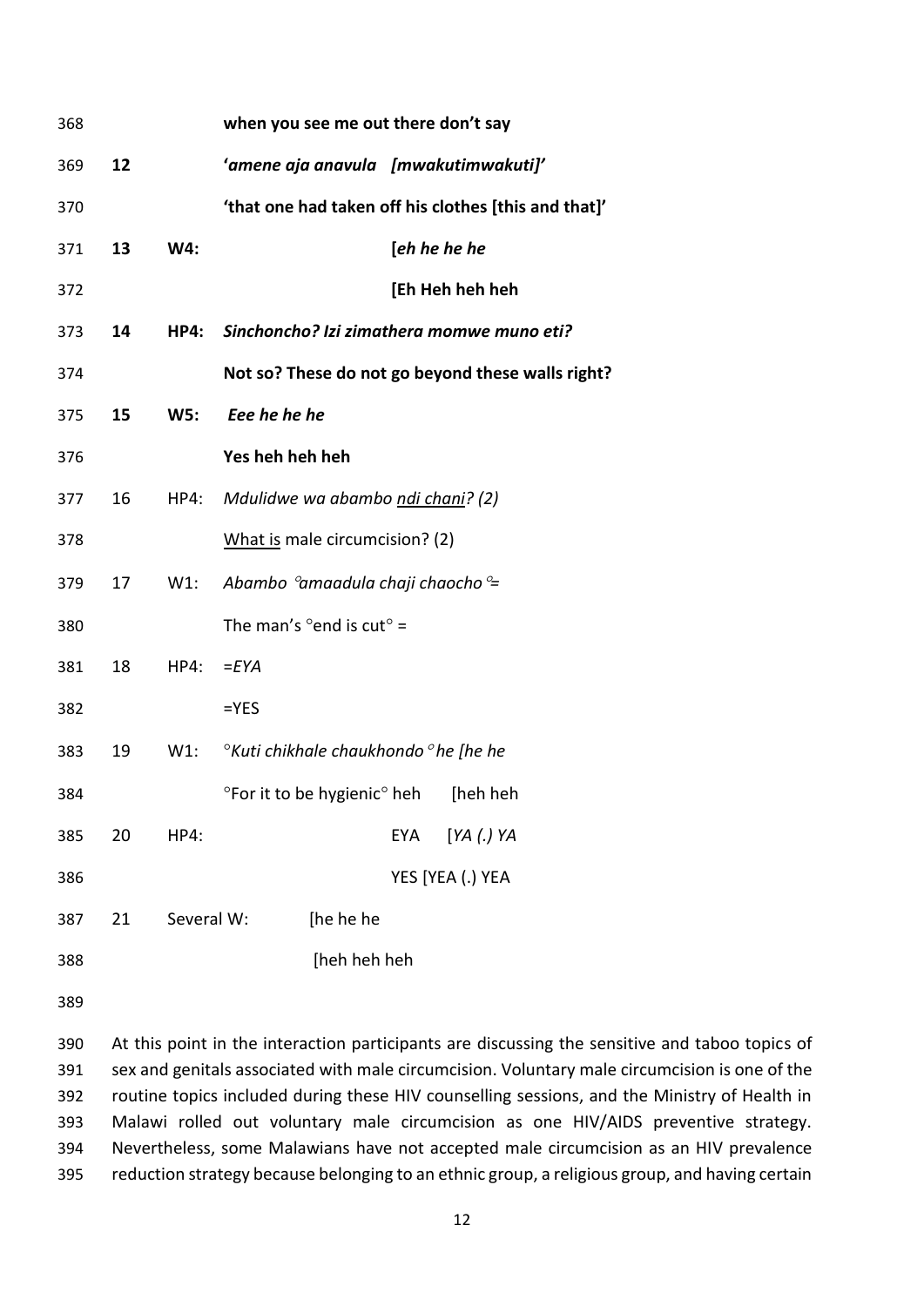368 **when you see me out there don't say**

369 **12** **'*amene aja anavula [mwakutimwakuti]*'**

370 **'that one had taken off his clothes [this and that]'**

371 **13** **W4:** **[*eh he he he***

372 **[Eh Heh heh heh**

373 **14** **HP4:** ***Sinchoncho? Izi zimathera momwe muno eti?***

374 **Not so? These do not go beyond these walls right?**

375 **15** **W5:** ***Eee he he he***

376 **Yes heh heh heh**

377 16 HP4: *Mdulidwe wa abambo ndi chani? (2)*

378 What is male circumcision? (2)

379 17 W1: *Abambo °amaadula chaji chaocho°=*

380 The man's °end is cut° =

381 18 HP4: *=EYA*

382 =YES

383 19 W1: *°Kuti chikhale chaukhondo° he [he he*

384 °For it to be hygienic° heh [heh heh

385 20 HP4: EYA [*YA (.) YA*

386 YES [YEA (.) YEA

387 21 Several W: [he he he

388 [heh heh heh

389

390 At this point in the interaction participants are discussing the sensitive and taboo topics of
391 sex and genitals associated with male circumcision. Voluntary male circumcision is one of the
392 routine topics included during these HIV counselling sessions, and the Ministry of Health in
393 Malawi rolled out voluntary male circumcision as one HIV/AIDS preventive strategy.
394 Nevertheless, some Malawians have not accepted male circumcision as an HIV prevalence
395 reduction strategy because belonging to an ethnic group, a religious group, and having certain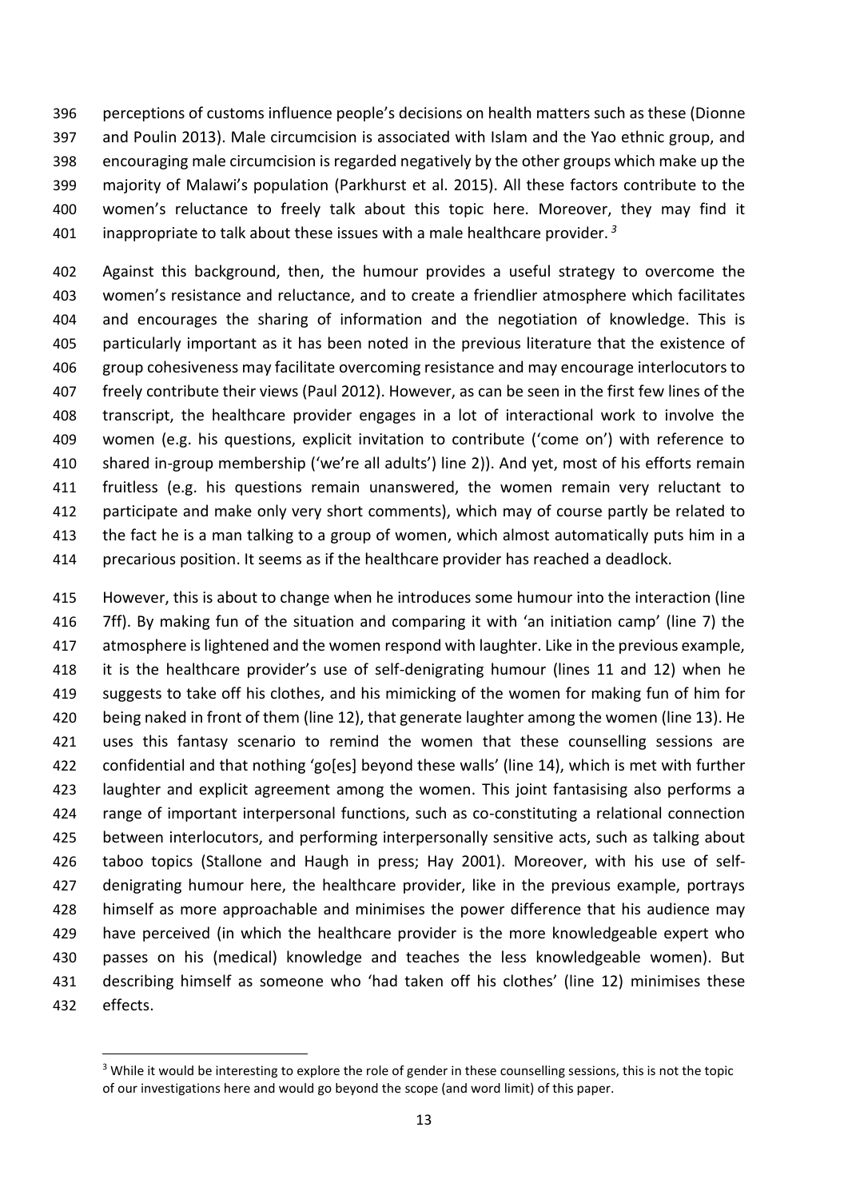perceptions of customs influence people's decisions on health matters such as these (Dionne and Poulin 2013). Male circumcision is associated with Islam and the Yao ethnic group, and encouraging male circumcision is regarded negatively by the other groups which make up the majority of Malawi's population (Parkhurst et al. 2015). All these factors contribute to the women's reluctance to freely talk about this topic here. Moreover, they may find it inappropriate to talk about these issues with a male healthcare provider.[3]

Against this background, then, the humour provides a useful strategy to overcome the women's resistance and reluctance, and to create a friendlier atmosphere which facilitates and encourages the sharing of information and the negotiation of knowledge. This is particularly important as it has been noted in the previous literature that the existence of group cohesiveness may facilitate overcoming resistance and may encourage interlocutors to freely contribute their views (Paul 2012). However, as can be seen in the first few lines of the transcript, the healthcare provider engages in a lot of interactional work to involve the women (e.g. his questions, explicit invitation to contribute ('come on') with reference to shared in-group membership ('we're all adults') line 2)). And yet, most of his efforts remain fruitless (e.g. his questions remain unanswered, the women remain very reluctant to participate and make only very short comments), which may of course partly be related to the fact he is a man talking to a group of women, which almost automatically puts him in a precarious position. It seems as if the healthcare provider has reached a deadlock.

However, this is about to change when he introduces some humour into the interaction (line 7ff). By making fun of the situation and comparing it with 'an initiation camp' (line 7) the atmosphere is lightened and the women respond with laughter. Like in the previous example, it is the healthcare provider's use of self-denigrating humour (lines 11 and 12) when he suggests to take off his clothes, and his mimicking of the women for making fun of him for being naked in front of them (line 12), that generate laughter among the women (line 13). He uses this fantasy scenario to remind the women that these counselling sessions are confidential and that nothing 'go[es] beyond these walls' (line 14), which is met with further laughter and explicit agreement among the women. This joint fantasising also performs a range of important interpersonal functions, such as co-constituting a relational connection between interlocutors, and performing interpersonally sensitive acts, such as talking about taboo topics (Stallone and Haugh in press; Hay 2001). Moreover, with his use of self-denigrating humour here, the healthcare provider, like in the previous example, portrays himself as more approachable and minimises the power difference that his audience may have perceived (in which the healthcare provider is the more knowledgeable expert who passes on his (medical) knowledge and teaches the less knowledgeable women). But describing himself as someone who 'had taken off his clothes' (line 12) minimises these effects.

[3] While it would be interesting to explore the role of gender in these counselling sessions, this is not the topic of our investigations here and would go beyond the scope (and word limit) of this paper.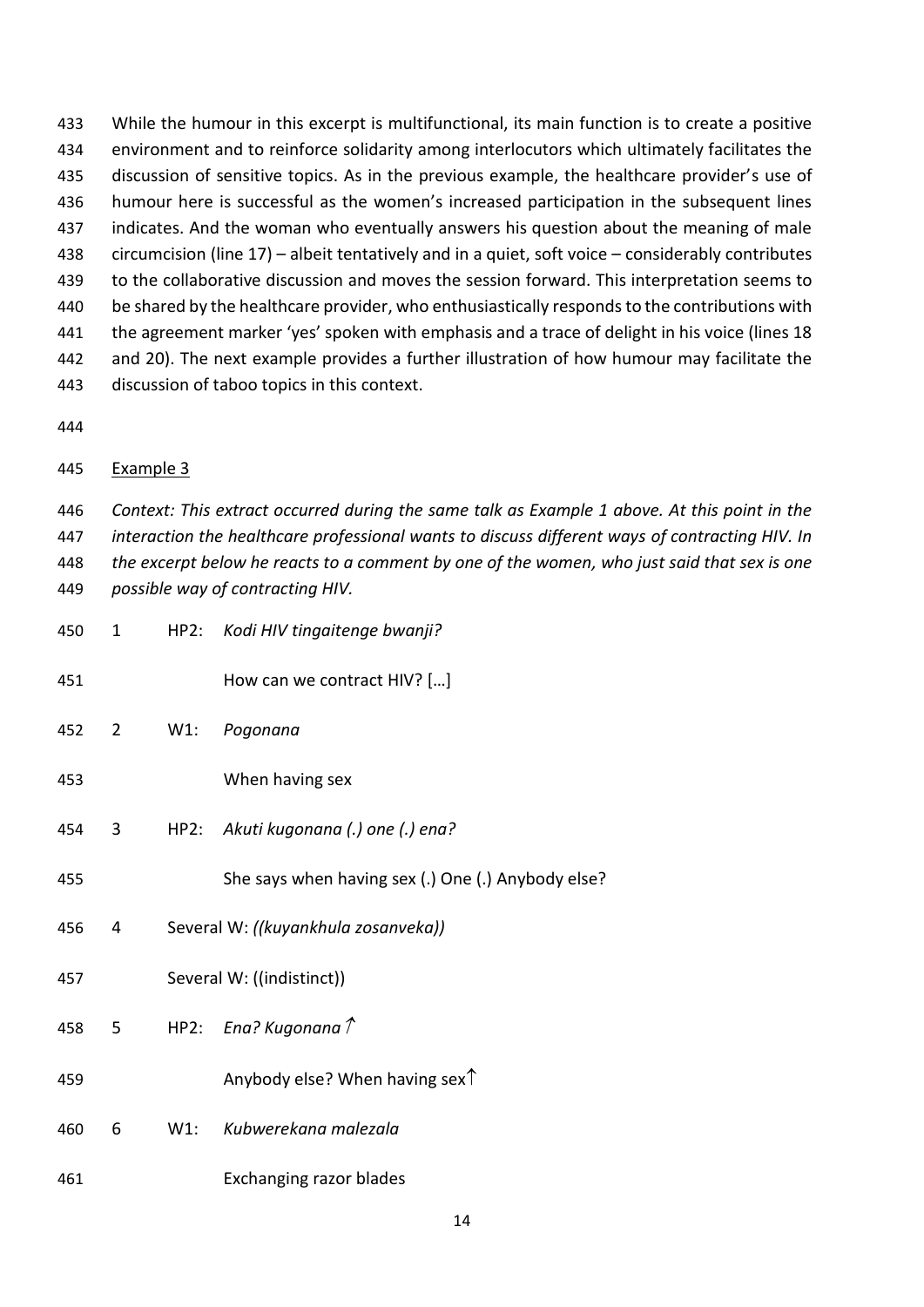While the humour in this excerpt is multifunctional, its main function is to create a positive environment and to reinforce solidarity among interlocutors which ultimately facilitates the discussion of sensitive topics. As in the previous example, the healthcare provider's use of humour here is successful as the women's increased participation in the subsequent lines indicates. And the woman who eventually answers his question about the meaning of male circumcision (line 17) – albeit tentatively and in a quiet, soft voice – considerably contributes to the collaborative discussion and moves the session forward. This interpretation seems to be shared by the healthcare provider, who enthusiastically responds to the contributions with the agreement marker 'yes' spoken with emphasis and a trace of delight in his voice (lines 18 and 20). The next example provides a further illustration of how humour may facilitate the discussion of taboo topics in this context.

Example 3

*Context: This extract occurred during the same talk as Example 1 above. At this point in the interaction the healthcare professional wants to discuss different ways of contracting HIV. In the excerpt below he reacts to a comment by one of the women, who just said that sex is one possible way of contracting HIV.*

1 HP2: *Kodi HIV tingaitenge bwanji?*

How can we contract HIV? […]

2 W1: *Pogonana*

When having sex

3 HP2: *Akuti kugonana (.) one (.) ena?*

She says when having sex (.) One (.) Anybody else?

4 Several W: *((kuyankhula zosanveka))*

Several W: ((indistinct))

5 HP2: *Ena? Kugonana*↑

Anybody else? When having sex↑

6 W1: *Kubwerekana malezala*

Exchanging razor blades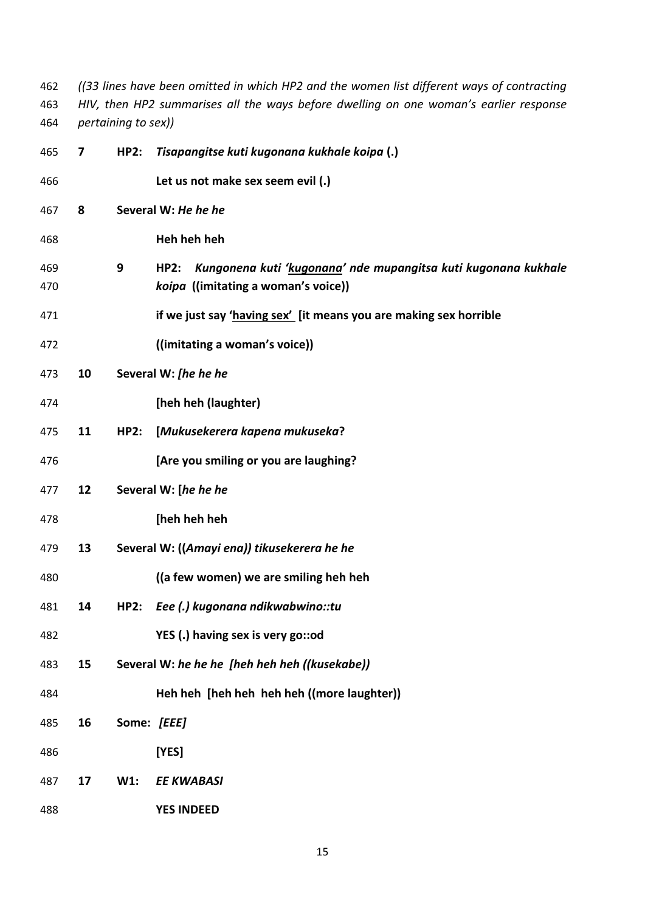462 *((33 lines have been omitted in which HP2 and the women list different ways of contracting*
463 *HIV, then HP2 summarises all the ways before dwelling on one woman's earlier response*
464 *pertaining to sex))*

465 **7** **HP2:** ***Tisapangitse kuti kugonana kukhale koipa* (.)**

466 **Let us not make sex seem evil (.)**

467 **8** **Several W: *He he he***

468 **Heh heh heh**

469 **9** **HP2:** ***Kungonena kuti '<u>kugonana</u>' nde mupangitsa kuti kugonana kukhale***
470 ***koipa* ((imitating a woman's voice))**

471 **if we just say '<u>having sex'</u> [it means you are making sex horrible**

472 **((imitating a woman's voice))**

473 **10** **Several W: *[he he he***

474 **[heh heh (laughter)**

475 **11** **HP2:** **[*Mukusekerera kapena mukuseka*?**

476 **[Are you smiling or you are laughing?**

477 **12** **Several W: [*he he he***

478 **[heh heh heh**

479 **13** **Several W: ((*Amayi ena)) tikusekerera he he***

480 **((a few women) we are smiling heh heh**

481 **14** **HP2:** ***Eee (.) kugonana ndikwabwino::tu***

482 **YES (.) having sex is very go::od**

483 **15** **Several W: *he he he [heh heh heh ((kusekabe))***

484 **Heh heh [heh heh heh heh ((more laughter))**

485 **16** **Some: *[EEE]***

486 **[YES]**

487 **17** **W1:** ***EE KWABASI***

488 **YES INDEED**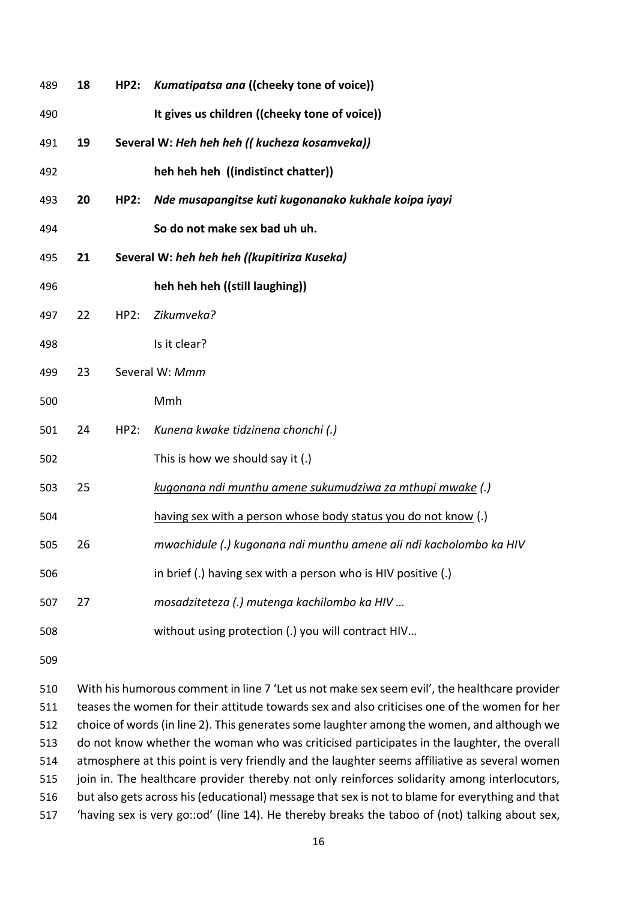**18 HP2: *Kumatipatsa ana* ((cheeky tone of voice))**

**It gives us children ((cheeky tone of voice))**

**19 Several W: *Heh heh heh (( kucheza kosamveka))***

**heh heh heh ((indistinct chatter))**

**20 HP2: *Nde musapangitse kuti kugonanako kukhale koipa iyayi***

**So do not make sex bad uh uh.**

**21 Several W: *heh heh heh ((kupitiriza Kuseka)***

**heh heh heh ((still laughing))**

22 HP2: *Zikumveka?*

Is it clear?

23 Several W: *Mmm*

Mmh

24 HP2: *Kunena kwake tidzinena chonchi (.)*

This is how we should say it (.)

25 <u>*kugonana ndi munthu amene sukumudziwa za mthupi mwake*</u> *(.)*

<u>having sex with a person whose body status you do not know</u> (.)

26 *mwachidule (.) kugonana ndi munthu amene ali ndi kacholombo ka HIV*

in brief (.) having sex with a person who is HIV positive (.)

27 *mosadziteteza (.) mutenga kachilombo ka HIV …*

without using protection (.) you will contract HIV…

With his humorous comment in line 7 'Let us not make sex seem evil', the healthcare provider teases the women for their attitude towards sex and also criticises one of the women for her choice of words (in line 2). This generates some laughter among the women, and although we do not know whether the woman who was criticised participates in the laughter, the overall atmosphere at this point is very friendly and the laughter seems affiliative as several women join in. The healthcare provider thereby not only reinforces solidarity among interlocutors, but also gets across his (educational) message that sex is not to blame for everything and that 'having sex is very go::od' (line 14). He thereby breaks the taboo of (not) talking about sex,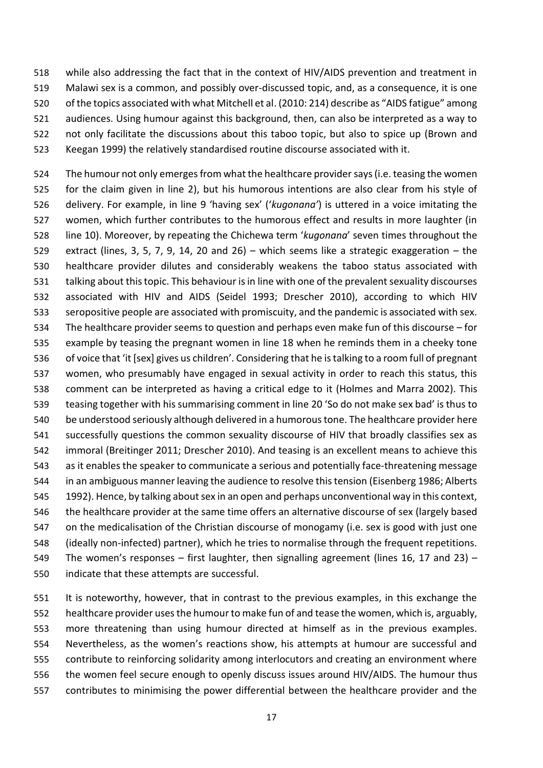while also addressing the fact that in the context of HIV/AIDS prevention and treatment in Malawi sex is a common, and possibly over-discussed topic, and, as a consequence, it is one of the topics associated with what Mitchell et al. (2010: 214) describe as "AIDS fatigue" among audiences. Using humour against this background, then, can also be interpreted as a way to not only facilitate the discussions about this taboo topic, but also to spice up (Brown and Keegan 1999) the relatively standardised routine discourse associated with it.

The humour not only emerges from what the healthcare provider says (i.e. teasing the women for the claim given in line 2), but his humorous intentions are also clear from his style of delivery. For example, in line 9 'having sex' ('*kugonana'*) is uttered in a voice imitating the women, which further contributes to the humorous effect and results in more laughter (in line 10). Moreover, by repeating the Chichewa term '*kugonana*' seven times throughout the extract (lines, 3, 5, 7, 9, 14, 20 and 26) – which seems like a strategic exaggeration – the healthcare provider dilutes and considerably weakens the taboo status associated with talking about this topic. This behaviour is in line with one of the prevalent sexuality discourses associated with HIV and AIDS (Seidel 1993; Drescher 2010), according to which HIV seropositive people are associated with promiscuity, and the pandemic is associated with sex. The healthcare provider seems to question and perhaps even make fun of this discourse – for example by teasing the pregnant women in line 18 when he reminds them in a cheeky tone of voice that 'it [sex] gives us children'. Considering that he is talking to a room full of pregnant women, who presumably have engaged in sexual activity in order to reach this status, this comment can be interpreted as having a critical edge to it (Holmes and Marra 2002). This teasing together with his summarising comment in line 20 'So do not make sex bad' is thus to be understood seriously although delivered in a humorous tone. The healthcare provider here successfully questions the common sexuality discourse of HIV that broadly classifies sex as immoral (Breitinger 2011; Drescher 2010). And teasing is an excellent means to achieve this as it enables the speaker to communicate a serious and potentially face-threatening message in an ambiguous manner leaving the audience to resolve this tension (Eisenberg 1986; Alberts 1992). Hence, by talking about sex in an open and perhaps unconventional way in this context, the healthcare provider at the same time offers an alternative discourse of sex (largely based on the medicalisation of the Christian discourse of monogamy (i.e. sex is good with just one (ideally non-infected) partner), which he tries to normalise through the frequent repetitions. The women's responses – first laughter, then signalling agreement (lines 16, 17 and 23) – indicate that these attempts are successful.

It is noteworthy, however, that in contrast to the previous examples, in this exchange the healthcare provider uses the humour to make fun of and tease the women, which is, arguably, more threatening than using humour directed at himself as in the previous examples. Nevertheless, as the women's reactions show, his attempts at humour are successful and contribute to reinforcing solidarity among interlocutors and creating an environment where the women feel secure enough to openly discuss issues around HIV/AIDS. The humour thus contributes to minimising the power differential between the healthcare provider and the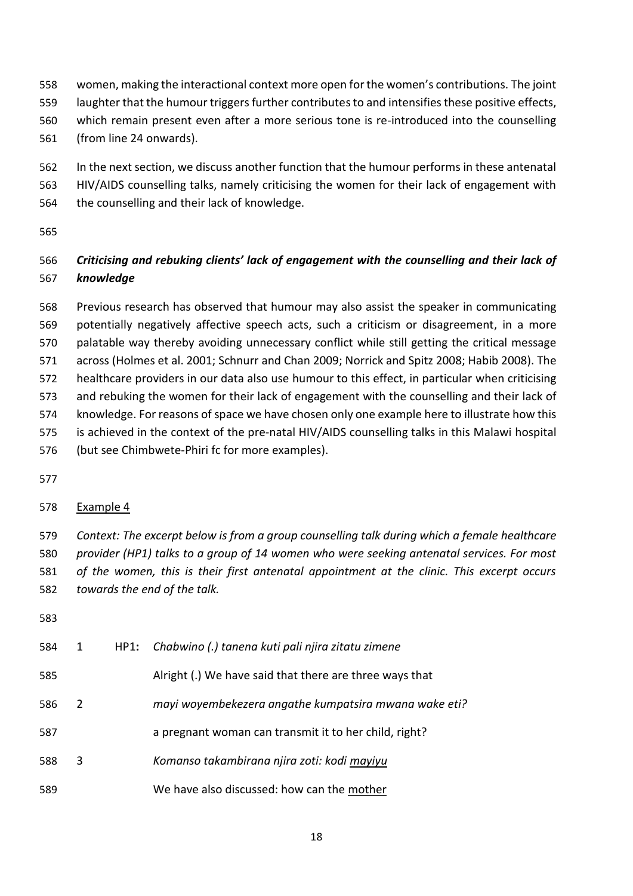women, making the interactional context more open for the women's contributions. The joint laughter that the humour triggers further contributes to and intensifies these positive effects, which remain present even after a more serious tone is re-introduced into the counselling (from line 24 onwards).

In the next section, we discuss another function that the humour performs in these antenatal HIV/AIDS counselling talks, namely criticising the women for their lack of engagement with the counselling and their lack of knowledge.

### *Criticising and rebuking clients' lack of engagement with the counselling and their lack of knowledge*

Previous research has observed that humour may also assist the speaker in communicating potentially negatively affective speech acts, such a criticism or disagreement, in a more palatable way thereby avoiding unnecessary conflict while still getting the critical message across (Holmes et al. 2001; Schnurr and Chan 2009; Norrick and Spitz 2008; Habib 2008). The healthcare providers in our data also use humour to this effect, in particular when criticising and rebuking the women for their lack of engagement with the counselling and their lack of knowledge. For reasons of space we have chosen only one example here to illustrate how this is achieved in the context of the pre-natal HIV/AIDS counselling talks in this Malawi hospital (but see Chimbwete-Phiri fc for more examples).

<u>Example 4</u>

*Context: The excerpt below is from a group counselling talk during which a female healthcare provider (HP1) talks to a group of 14 women who were seeking antenatal services. For most of the women, this is their first antenatal appointment at the clinic. This excerpt occurs towards the end of the talk.*

| | | |
|---|---|---|
| 1 | **HP1:** | *Chabwino (.) tanena kuti pali njira zitatu zimene* |
| | | Alright (.) We have said that there are three ways that |
| 2 | | *mayi woyembekezera angathe kumpatsira mwana wake eti?* |
| | | a pregnant woman can transmit it to her child, right? |
| 3 | | *Komanso takambirana njira zoti: kodi <u>mayiyu</u>* |
| | | We have also discussed: how can the <u>mother</u> |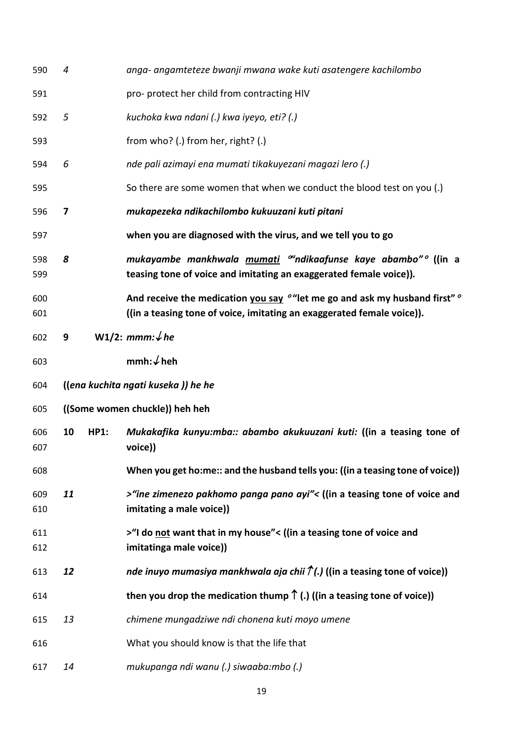590 *4* *anga- angamteteze bwanji mwana wake kuti asatengere kachilombo*

591 pro- protect her child from contracting HIV

592 *5* *kuchoka kwa ndani (.) kwa iyeyo, eti? (.)*

593 from who? (.) from her, right? (.)

594 *6* *nde pali azimayi ena mumati tikakuyezani magazi lero (.)*

595 So there are some women that when we conduct the blood test on you (.)

596 **7** ***mukapezeka ndikachilombo kukuuzani kuti pitani***

597 **when you are diagnosed with the virus, and we tell you to go**

598 ***8*** ***mukayambe mankhwala <u>mumati</u> °"ndikaafunse kaye abambo"°*** **((in a**
599 **teasing tone of voice and imitating an exaggerated female voice)).**

600 **And receive the medication <u>you say</u> °"let me go and ask my husband first"°**
601 **((in a teasing tone of voice, imitating an exaggerated female voice)).**

602 **9** **W1/2:** ***mmm:↓he***

603 **mmh:↓heh**

604 **((*ena kuchita ngati kuseka* )) *he he***

605 **((Some women chuckle)) heh heh**

606 **10** **HP1:** ***Mukakafika kunyu:mba:: abambo akukuuzani kuti:*** **((in a teasing tone of**
607 **voice))**

608 **When you get ho:me:: and the husband tells you: ((in a teasing tone of voice))**

609 ***11*** ***>"ine zimenezo pakhomo panga pano ayi"<*** **((in a teasing tone of voice and**
610 **imitating a male voice))**

611 **>"I do <u>not</u> want that in my house"< ((in a teasing tone of voice and**
612 **imitatinga male voice))**

613 ***12*** ***nde inuyo mumasiya mankhwala aja chii↑(.)*** **((in a teasing tone of voice))**

614 **then you drop the medication thump↑(.) ((in a teasing tone of voice))**

615 *13* *chimene mungadziwe ndi chonena kuti moyo umene*

616 What you should know is that the life that

617 *14* *mukupanga ndi wanu (.) siwaaba:mbo (.)*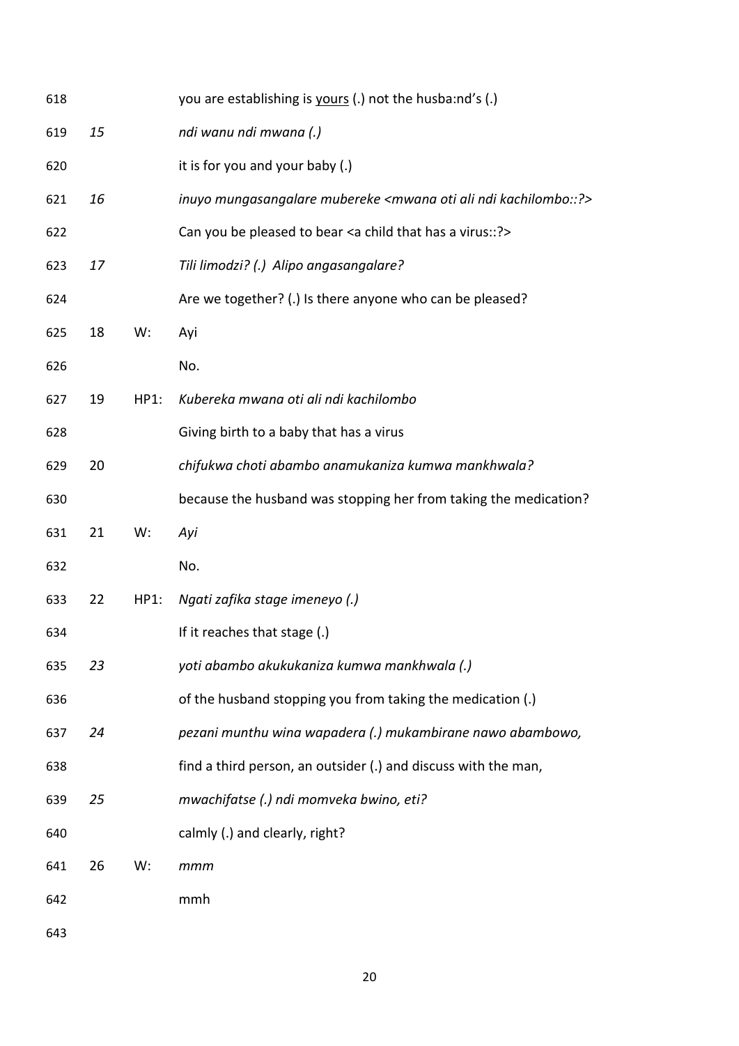618 you are establishing is <u>yours</u> (.) not the husba:nd's (.)

619 *15* *ndi wanu ndi mwana (.)*

620 it is for you and your baby (.)

621 *16* *inuyo mungasangalare mubereke <mwana oti ali ndi kachilombo::?>*

622 Can you be pleased to bear <a child that has a virus::?>

623 *17* *Tili limodzi? (.) Alipo angasangalare?*

624 Are we together? (.) Is there anyone who can be pleased?

625 18 W: Ayi

626 No.

627 19 HP1: *Kubereka mwana oti ali ndi kachilombo*

628 Giving birth to a baby that has a virus

629 20 *chifukwa choti abambo anamukaniza kumwa mankhwala?*

630 because the husband was stopping her from taking the medication?

631 21 W: *Ayi*

632 No.

633 22 HP1: *Ngati zafika stage imeneyo (.)*

634 If it reaches that stage (.)

635 *23* *yoti abambo akukukaniza kumwa mankhwala (.)*

636 of the husband stopping you from taking the medication (.)

637 *24* *pezani munthu wina wapadera (.) mukambirane nawo abambowo,*

638 find a third person, an outsider (.) and discuss with the man,

639 *25* *mwachifatse (.) ndi momveka bwino, eti?*

640 calmly (.) and clearly, right?

641 26 W: *mmm*

642 mmh

643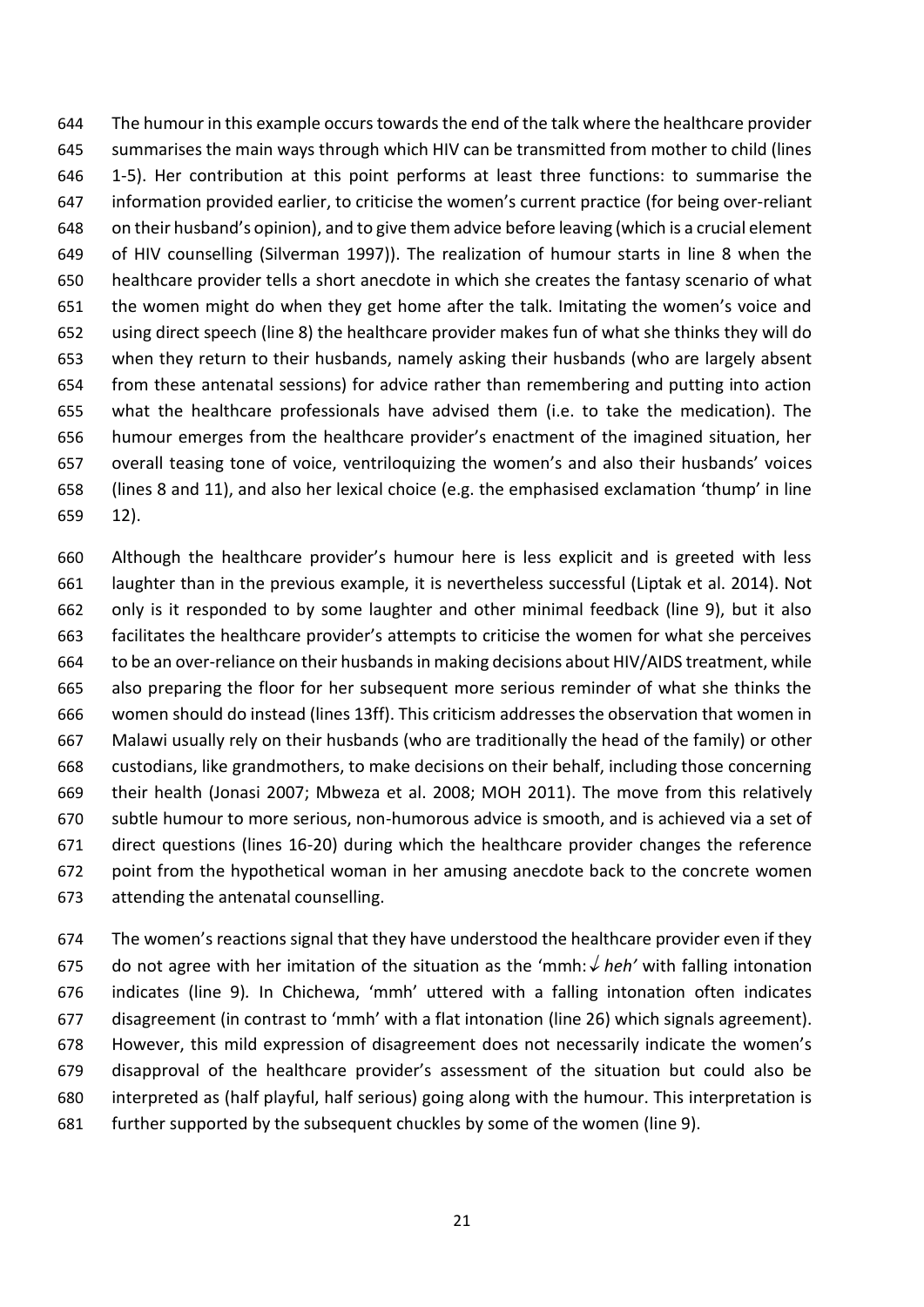The humour in this example occurs towards the end of the talk where the healthcare provider summarises the main ways through which HIV can be transmitted from mother to child (lines 1-5). Her contribution at this point performs at least three functions: to summarise the information provided earlier, to criticise the women's current practice (for being over-reliant on their husband's opinion), and to give them advice before leaving (which is a crucial element of HIV counselling (Silverman 1997)). The realization of humour starts in line 8 when the healthcare provider tells a short anecdote in which she creates the fantasy scenario of what the women might do when they get home after the talk. Imitating the women's voice and using direct speech (line 8) the healthcare provider makes fun of what she thinks they will do when they return to their husbands, namely asking their husbands (who are largely absent from these antenatal sessions) for advice rather than remembering and putting into action what the healthcare professionals have advised them (i.e. to take the medication). The humour emerges from the healthcare provider's enactment of the imagined situation, her overall teasing tone of voice, ventriloquizing the women's and also their husbands' voices (lines 8 and 11), and also her lexical choice (e.g. the emphasised exclamation 'thump' in line 12).

Although the healthcare provider's humour here is less explicit and is greeted with less laughter than in the previous example, it is nevertheless successful (Liptak et al. 2014). Not only is it responded to by some laughter and other minimal feedback (line 9), but it also facilitates the healthcare provider's attempts to criticise the women for what she perceives to be an over-reliance on their husbands in making decisions about HIV/AIDS treatment, while also preparing the floor for her subsequent more serious reminder of what she thinks the women should do instead (lines 13ff). This criticism addresses the observation that women in Malawi usually rely on their husbands (who are traditionally the head of the family) or other custodians, like grandmothers, to make decisions on their behalf, including those concerning their health (Jonasi 2007; Mbweza et al. 2008; MOH 2011). The move from this relatively subtle humour to more serious, non-humorous advice is smooth, and is achieved via a set of direct questions (lines 16-20) during which the healthcare provider changes the reference point from the hypothetical woman in her amusing anecdote back to the concrete women attending the antenatal counselling.

The women's reactions signal that they have understood the healthcare provider even if they do not agree with her imitation of the situation as the 'mmh:↓ *heh'* with falling intonation indicates (line 9). In Chichewa, 'mmh' uttered with a falling intonation often indicates disagreement (in contrast to 'mmh' with a flat intonation (line 26) which signals agreement). However, this mild expression of disagreement does not necessarily indicate the women's disapproval of the healthcare provider's assessment of the situation but could also be interpreted as (half playful, half serious) going along with the humour. This interpretation is further supported by the subsequent chuckles by some of the women (line 9).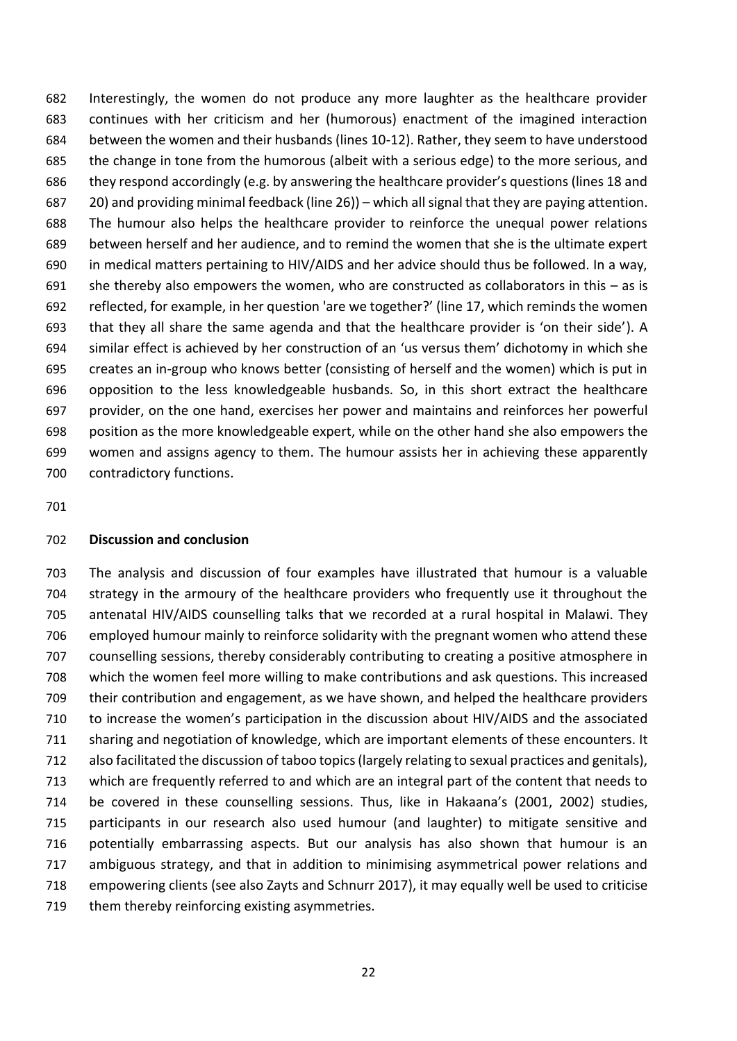Interestingly, the women do not produce any more laughter as the healthcare provider continues with her criticism and her (humorous) enactment of the imagined interaction between the women and their husbands (lines 10-12). Rather, they seem to have understood the change in tone from the humorous (albeit with a serious edge) to the more serious, and they respond accordingly (e.g. by answering the healthcare provider's questions (lines 18 and 20) and providing minimal feedback (line 26)) – which all signal that they are paying attention. The humour also helps the healthcare provider to reinforce the unequal power relations between herself and her audience, and to remind the women that she is the ultimate expert in medical matters pertaining to HIV/AIDS and her advice should thus be followed. In a way, she thereby also empowers the women, who are constructed as collaborators in this – as is reflected, for example, in her question 'are we together?' (line 17, which reminds the women that they all share the same agenda and that the healthcare provider is 'on their side'). A similar effect is achieved by her construction of an 'us versus them' dichotomy in which she creates an in-group who knows better (consisting of herself and the women) which is put in opposition to the less knowledgeable husbands. So, in this short extract the healthcare provider, on the one hand, exercises her power and maintains and reinforces her powerful position as the more knowledgeable expert, while on the other hand she also empowers the women and assigns agency to them. The humour assists her in achieving these apparently contradictory functions.

## Discussion and conclusion

The analysis and discussion of four examples have illustrated that humour is a valuable strategy in the armoury of the healthcare providers who frequently use it throughout the antenatal HIV/AIDS counselling talks that we recorded at a rural hospital in Malawi. They employed humour mainly to reinforce solidarity with the pregnant women who attend these counselling sessions, thereby considerably contributing to creating a positive atmosphere in which the women feel more willing to make contributions and ask questions. This increased their contribution and engagement, as we have shown, and helped the healthcare providers to increase the women's participation in the discussion about HIV/AIDS and the associated sharing and negotiation of knowledge, which are important elements of these encounters. It also facilitated the discussion of taboo topics (largely relating to sexual practices and genitals), which are frequently referred to and which are an integral part of the content that needs to be covered in these counselling sessions. Thus, like in Hakaana's (2001, 2002) studies, participants in our research also used humour (and laughter) to mitigate sensitive and potentially embarrassing aspects. But our analysis has also shown that humour is an ambiguous strategy, and that in addition to minimising asymmetrical power relations and empowering clients (see also Zayts and Schnurr 2017), it may equally well be used to criticise them thereby reinforcing existing asymmetries.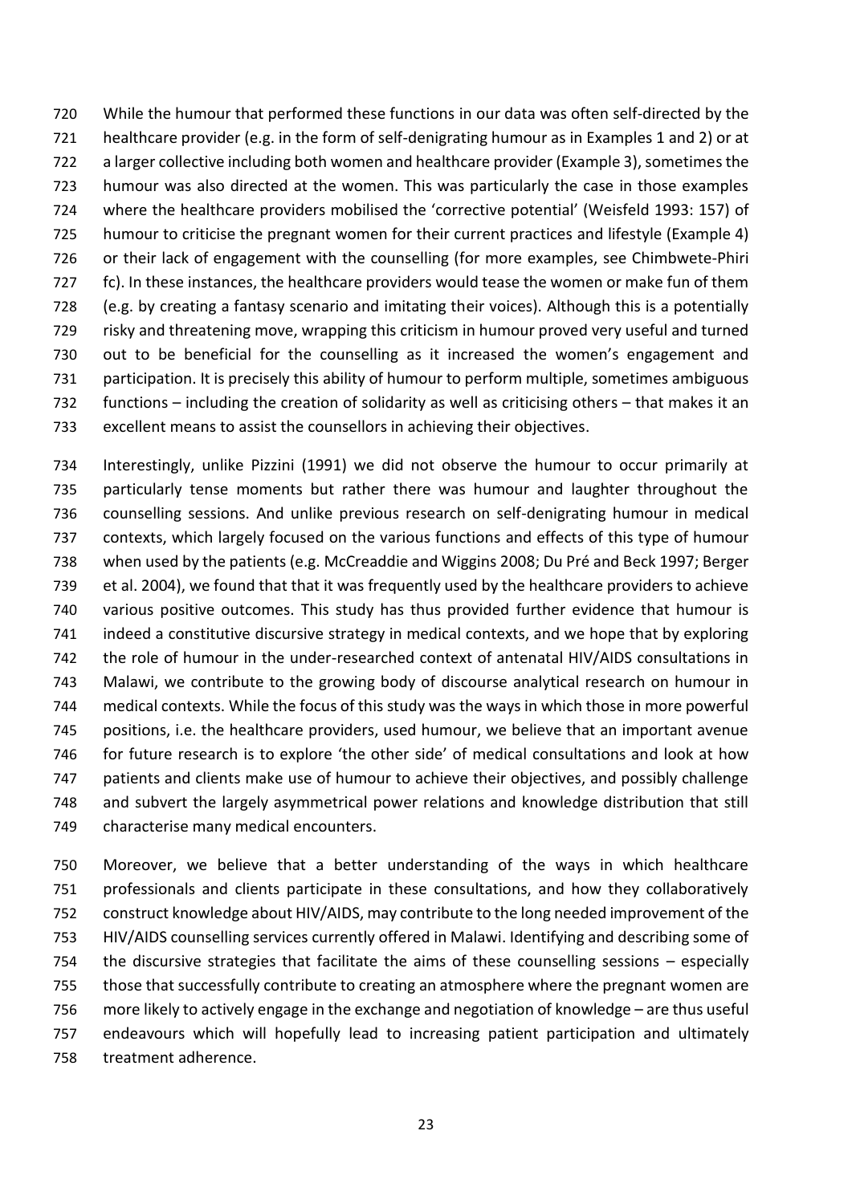While the humour that performed these functions in our data was often self-directed by the healthcare provider (e.g. in the form of self-denigrating humour as in Examples 1 and 2) or at a larger collective including both women and healthcare provider (Example 3), sometimes the humour was also directed at the women. This was particularly the case in those examples where the healthcare providers mobilised the 'corrective potential' (Weisfeld 1993: 157) of humour to criticise the pregnant women for their current practices and lifestyle (Example 4) or their lack of engagement with the counselling (for more examples, see Chimbwete-Phiri fc). In these instances, the healthcare providers would tease the women or make fun of them (e.g. by creating a fantasy scenario and imitating their voices). Although this is a potentially risky and threatening move, wrapping this criticism in humour proved very useful and turned out to be beneficial for the counselling as it increased the women's engagement and participation. It is precisely this ability of humour to perform multiple, sometimes ambiguous functions – including the creation of solidarity as well as criticising others – that makes it an excellent means to assist the counsellors in achieving their objectives.

Interestingly, unlike Pizzini (1991) we did not observe the humour to occur primarily at particularly tense moments but rather there was humour and laughter throughout the counselling sessions. And unlike previous research on self-denigrating humour in medical contexts, which largely focused on the various functions and effects of this type of humour when used by the patients (e.g. McCreaddie and Wiggins 2008; Du Pré and Beck 1997; Berger et al. 2004), we found that that it was frequently used by the healthcare providers to achieve various positive outcomes. This study has thus provided further evidence that humour is indeed a constitutive discursive strategy in medical contexts, and we hope that by exploring the role of humour in the under-researched context of antenatal HIV/AIDS consultations in Malawi, we contribute to the growing body of discourse analytical research on humour in medical contexts. While the focus of this study was the ways in which those in more powerful positions, i.e. the healthcare providers, used humour, we believe that an important avenue for future research is to explore 'the other side' of medical consultations and look at how patients and clients make use of humour to achieve their objectives, and possibly challenge and subvert the largely asymmetrical power relations and knowledge distribution that still characterise many medical encounters.

Moreover, we believe that a better understanding of the ways in which healthcare professionals and clients participate in these consultations, and how they collaboratively construct knowledge about HIV/AIDS, may contribute to the long needed improvement of the HIV/AIDS counselling services currently offered in Malawi. Identifying and describing some of the discursive strategies that facilitate the aims of these counselling sessions – especially those that successfully contribute to creating an atmosphere where the pregnant women are more likely to actively engage in the exchange and negotiation of knowledge – are thus useful endeavours which will hopefully lead to increasing patient participation and ultimately treatment adherence.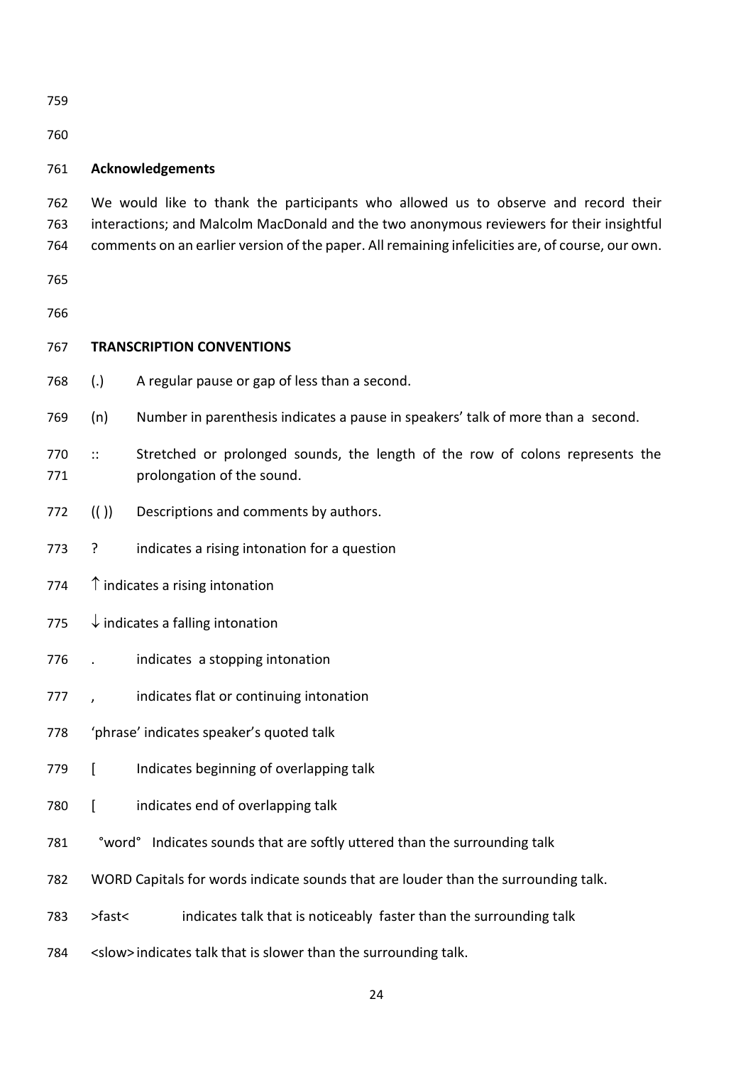## Acknowledgements

We would like to thank the participants who allowed us to observe and record their interactions; and Malcolm MacDonald and the two anonymous reviewers for their insightful comments on an earlier version of the paper. All remaining infelicities are, of course, our own.

## TRANSCRIPTION CONVENTIONS

(.) A regular pause or gap of less than a second.

(n) Number in parenthesis indicates a pause in speakers' talk of more than a second.

:: Stretched or prolonged sounds, the length of the row of colons represents the prolongation of the sound.

(( )) Descriptions and comments by authors.

? indicates a rising intonation for a question

↑ indicates a rising intonation

↓ indicates a falling intonation

. indicates a stopping intonation

, indicates flat or continuing intonation

'phrase' indicates speaker's quoted talk

[ Indicates beginning of overlapping talk

[ indicates end of overlapping talk

°word° Indicates sounds that are softly uttered than the surrounding talk

WORD Capitals for words indicate sounds that are louder than the surrounding talk.

>fast< indicates talk that is noticeably faster than the surrounding talk

<slow> indicates talk that is slower than the surrounding talk.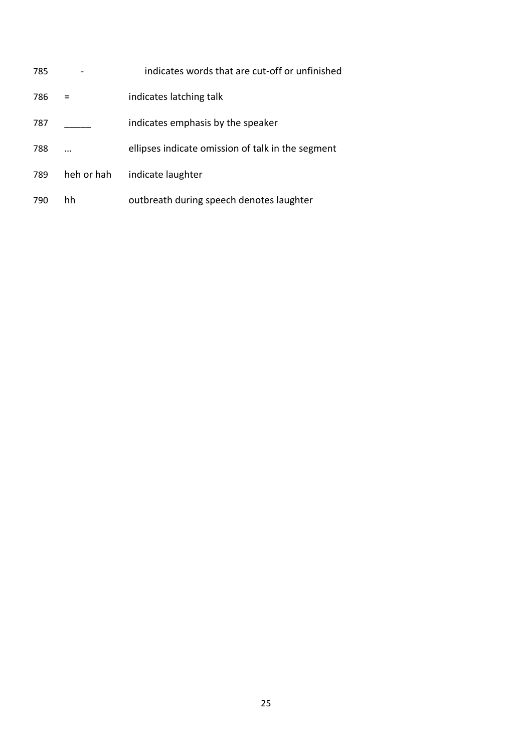| | |
|---|---|
| - | indicates words that are cut-off or unfinished |
| = | indicates latching talk |
| _____ | indicates emphasis by the speaker |
| … | ellipses indicate omission of talk in the segment |
| heh or hah | indicate laughter |
| hh | outbreath during speech denotes laughter |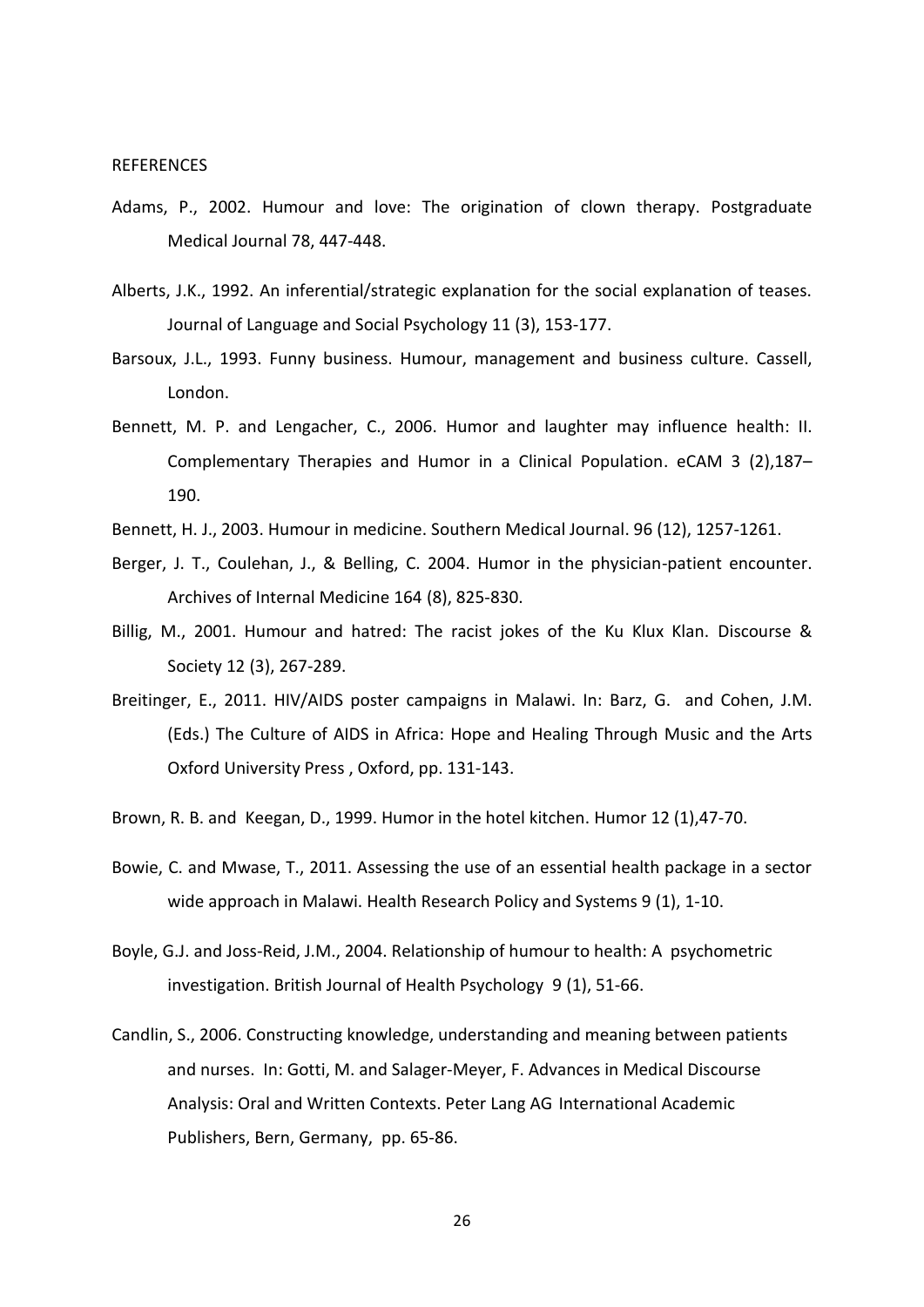REFERENCES

Adams, P., 2002. Humour and love: The origination of clown therapy. Postgraduate Medical Journal 78, 447-448.

Alberts, J.K., 1992. An inferential/strategic explanation for the social explanation of teases. Journal of Language and Social Psychology 11 (3), 153-177.

Barsoux, J.L., 1993. Funny business. Humour, management and business culture. Cassell, London.

Bennett, M. P. and Lengacher, C., 2006. Humor and laughter may influence health: II. Complementary Therapies and Humor in a Clinical Population. eCAM 3 (2),187–190.

Bennett, H. J., 2003. Humour in medicine. Southern Medical Journal. 96 (12), 1257-1261.

Berger, J. T., Coulehan, J., & Belling, C. 2004. Humor in the physician-patient encounter. Archives of Internal Medicine 164 (8), 825-830.

Billig, M., 2001. Humour and hatred: The racist jokes of the Ku Klux Klan. Discourse & Society 12 (3), 267-289.

Breitinger, E., 2011. HIV/AIDS poster campaigns in Malawi. In: Barz, G. and Cohen, J.M. (Eds.) The Culture of AIDS in Africa: Hope and Healing Through Music and the Arts Oxford University Press , Oxford, pp. 131-143.

Brown, R. B. and Keegan, D., 1999. Humor in the hotel kitchen. Humor 12 (1),47-70.

Bowie, C. and Mwase, T., 2011. Assessing the use of an essential health package in a sector wide approach in Malawi. Health Research Policy and Systems 9 (1), 1-10.

Boyle, G.J. and Joss-Reid, J.M., 2004. Relationship of humour to health: A psychometric investigation. British Journal of Health Psychology 9 (1), 51-66.

Candlin, S., 2006. Constructing knowledge, understanding and meaning between patients and nurses. In: Gotti, M. and Salager-Meyer, F. Advances in Medical Discourse Analysis: Oral and Written Contexts. Peter Lang AG International Academic Publishers, Bern, Germany, pp. 65-86.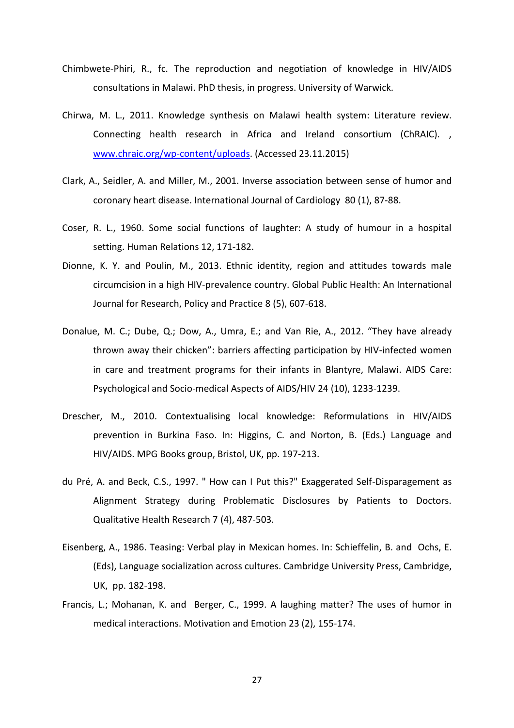Chimbwete-Phiri, R., fc. The reproduction and negotiation of knowledge in HIV/AIDS consultations in Malawi. PhD thesis, in progress. University of Warwick.

Chirwa, M. L., 2011. Knowledge synthesis on Malawi health system: Literature review. Connecting health research in Africa and Ireland consortium (ChRAIC). , www.chraic.org/wp-content/uploads. (Accessed 23.11.2015)

Clark, A., Seidler, A. and Miller, M., 2001. Inverse association between sense of humor and coronary heart disease. International Journal of Cardiology 80 (1), 87-88.

Coser, R. L., 1960. Some social functions of laughter: A study of humour in a hospital setting. Human Relations 12, 171-182.

Dionne, K. Y. and Poulin, M., 2013. Ethnic identity, region and attitudes towards male circumcision in a high HIV-prevalence country. Global Public Health: An International Journal for Research, Policy and Practice 8 (5), 607-618.

Donalue, M. C.; Dube, Q.; Dow, A., Umra, E.; and Van Rie, A., 2012. "They have already thrown away their chicken": barriers affecting participation by HIV-infected women in care and treatment programs for their infants in Blantyre, Malawi. AIDS Care: Psychological and Socio-medical Aspects of AIDS/HIV 24 (10), 1233-1239.

Drescher, M., 2010. Contextualising local knowledge: Reformulations in HIV/AIDS prevention in Burkina Faso. In: Higgins, C. and Norton, B. (Eds.) Language and HIV/AIDS. MPG Books group, Bristol, UK, pp. 197-213.

du Pré, A. and Beck, C.S., 1997. " How can I Put this?" Exaggerated Self-Disparagement as Alignment Strategy during Problematic Disclosures by Patients to Doctors. Qualitative Health Research 7 (4), 487-503.

Eisenberg, A., 1986. Teasing: Verbal play in Mexican homes. In: Schieffelin, B. and Ochs, E. (Eds), Language socialization across cultures. Cambridge University Press, Cambridge, UK, pp. 182-198.

Francis, L.; Mohanan, K. and Berger, C., 1999. A laughing matter? The uses of humor in medical interactions. Motivation and Emotion 23 (2), 155-174.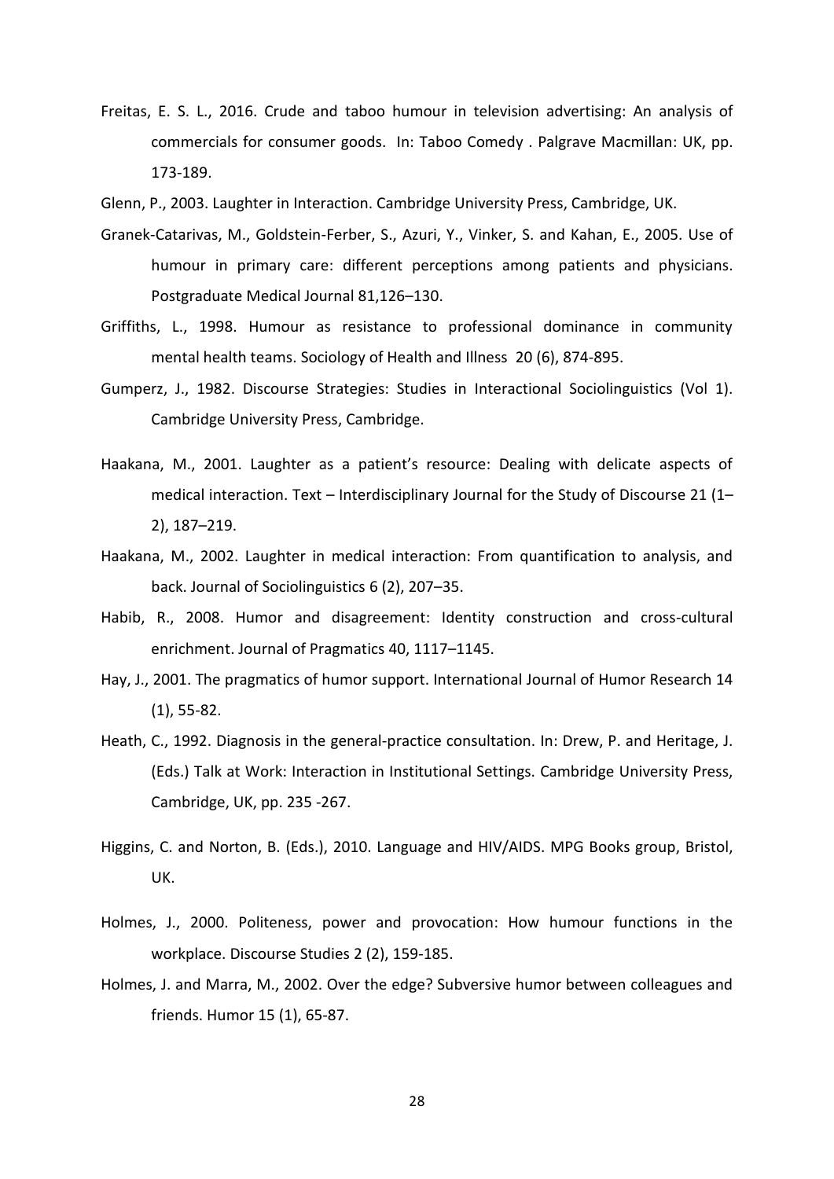Freitas, E. S. L., 2016. Crude and taboo humour in television advertising: An analysis of commercials for consumer goods. In: Taboo Comedy . Palgrave Macmillan: UK, pp. 173-189.

Glenn, P., 2003. Laughter in Interaction. Cambridge University Press, Cambridge, UK.

Granek-Catarivas, M., Goldstein-Ferber, S., Azuri, Y., Vinker, S. and Kahan, E., 2005. Use of humour in primary care: different perceptions among patients and physicians. Postgraduate Medical Journal 81,126–130.

Griffiths, L., 1998. Humour as resistance to professional dominance in community mental health teams. Sociology of Health and Illness 20 (6), 874-895.

Gumperz, J., 1982. Discourse Strategies: Studies in Interactional Sociolinguistics (Vol 1). Cambridge University Press, Cambridge.

Haakana, M., 2001. Laughter as a patient's resource: Dealing with delicate aspects of medical interaction. Text – Interdisciplinary Journal for the Study of Discourse 21 (1–2), 187–219.

Haakana, M., 2002. Laughter in medical interaction: From quantification to analysis, and back. Journal of Sociolinguistics 6 (2), 207–35.

Habib, R., 2008. Humor and disagreement: Identity construction and cross-cultural enrichment. Journal of Pragmatics 40, 1117–1145.

Hay, J., 2001. The pragmatics of humor support. International Journal of Humor Research 14 (1), 55-82.

Heath, C., 1992. Diagnosis in the general-practice consultation. In: Drew, P. and Heritage, J. (Eds.) Talk at Work: Interaction in Institutional Settings. Cambridge University Press, Cambridge, UK, pp. 235 -267.

Higgins, C. and Norton, B. (Eds.), 2010. Language and HIV/AIDS. MPG Books group, Bristol, UK.

Holmes, J., 2000. Politeness, power and provocation: How humour functions in the workplace. Discourse Studies 2 (2), 159-185.

Holmes, J. and Marra, M., 2002. Over the edge? Subversive humor between colleagues and friends. Humor 15 (1), 65-87.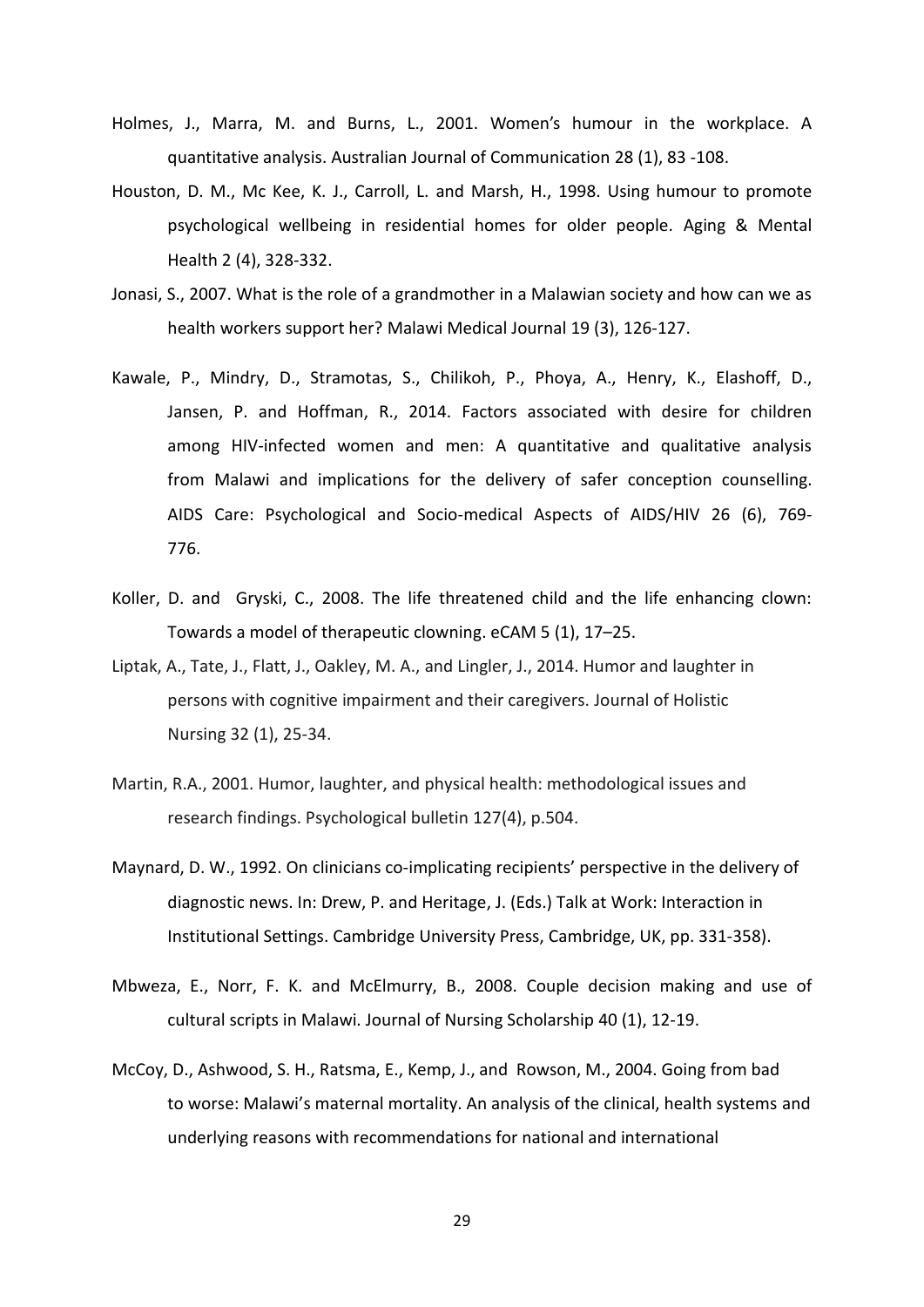Holmes, J., Marra, M. and Burns, L., 2001. Women's humour in the workplace. A quantitative analysis. Australian Journal of Communication 28 (1), 83 -108.

Houston, D. M., Mc Kee, K. J., Carroll, L. and Marsh, H., 1998. Using humour to promote psychological wellbeing in residential homes for older people. Aging & Mental Health 2 (4), 328-332.

Jonasi, S., 2007. What is the role of a grandmother in a Malawian society and how can we as health workers support her? Malawi Medical Journal 19 (3), 126-127.

Kawale, P., Mindry, D., Stramotas, S., Chilikoh, P., Phoya, A., Henry, K., Elashoff, D., Jansen, P. and Hoffman, R., 2014. Factors associated with desire for children among HIV-infected women and men: A quantitative and qualitative analysis from Malawi and implications for the delivery of safer conception counselling. AIDS Care: Psychological and Socio-medical Aspects of AIDS/HIV 26 (6), 769-776.

Koller, D. and Gryski, C., 2008. The life threatened child and the life enhancing clown: Towards a model of therapeutic clowning. eCAM 5 (1), 17–25.

Liptak, A., Tate, J., Flatt, J., Oakley, M. A., and Lingler, J., 2014. Humor and laughter in persons with cognitive impairment and their caregivers. Journal of Holistic Nursing 32 (1), 25-34.

Martin, R.A., 2001. Humor, laughter, and physical health: methodological issues and research findings. Psychological bulletin 127(4), p.504.

Maynard, D. W., 1992. On clinicians co-implicating recipients' perspective in the delivery of diagnostic news. In: Drew, P. and Heritage, J. (Eds.) Talk at Work: Interaction in Institutional Settings. Cambridge University Press, Cambridge, UK, pp. 331-358).

Mbweza, E., Norr, F. K. and McElmurry, B., 2008. Couple decision making and use of cultural scripts in Malawi. Journal of Nursing Scholarship 40 (1), 12-19.

McCoy, D., Ashwood, S. H., Ratsma, E., Kemp, J., and Rowson, M., 2004. Going from bad to worse: Malawi's maternal mortality. An analysis of the clinical, health systems and underlying reasons with recommendations for national and international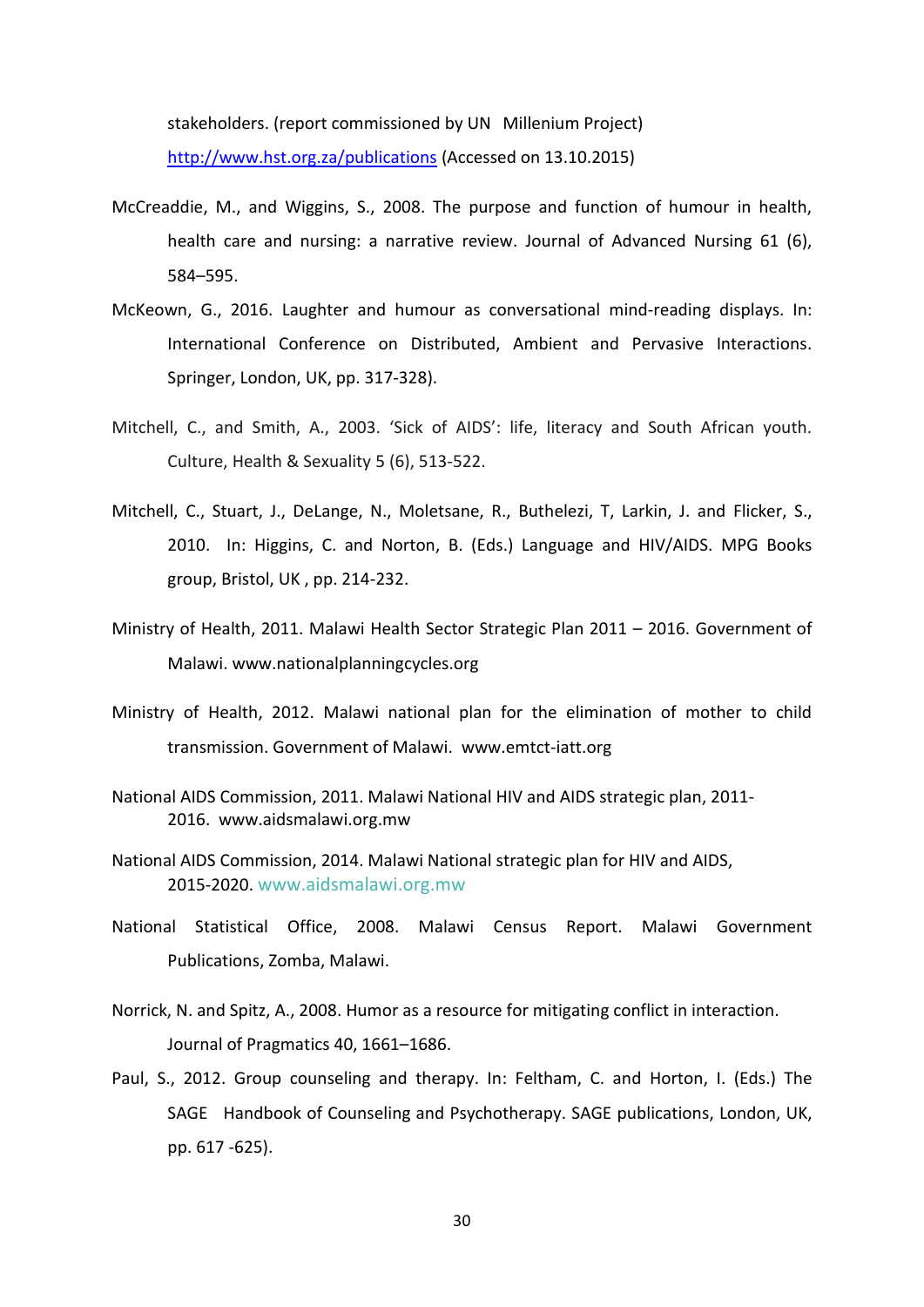stakeholders. (report commissioned by UN Millenium Project) http://www.hst.org.za/publications (Accessed on 13.10.2015)

McCreaddie, M., and Wiggins, S., 2008. The purpose and function of humour in health, health care and nursing: a narrative review. Journal of Advanced Nursing 61 (6), 584–595.

McKeown, G., 2016. Laughter and humour as conversational mind-reading displays. In: International Conference on Distributed, Ambient and Pervasive Interactions. Springer, London, UK, pp. 317-328).

Mitchell, C., and Smith, A., 2003. 'Sick of AIDS': life, literacy and South African youth. Culture, Health & Sexuality 5 (6), 513-522.

Mitchell, C., Stuart, J., DeLange, N., Moletsane, R., Buthelezi, T, Larkin, J. and Flicker, S., 2010. In: Higgins, C. and Norton, B. (Eds.) Language and HIV/AIDS. MPG Books group, Bristol, UK , pp. 214-232.

Ministry of Health, 2011. Malawi Health Sector Strategic Plan 2011 – 2016. Government of Malawi. www.nationalplanningcycles.org

Ministry of Health, 2012. Malawi national plan for the elimination of mother to child transmission. Government of Malawi. www.emtct-iatt.org

National AIDS Commission, 2011. Malawi National HIV and AIDS strategic plan, 2011-2016. www.aidsmalawi.org.mw

National AIDS Commission, 2014. Malawi National strategic plan for HIV and AIDS, 2015-2020. www.aidsmalawi.org.mw

National Statistical Office, 2008. Malawi Census Report. Malawi Government Publications, Zomba, Malawi.

Norrick, N. and Spitz, A., 2008. Humor as a resource for mitigating conflict in interaction. Journal of Pragmatics 40, 1661–1686.

Paul, S., 2012. Group counseling and therapy. In: Feltham, C. and Horton, I. (Eds.) The SAGE Handbook of Counseling and Psychotherapy. SAGE publications, London, UK, pp. 617 -625).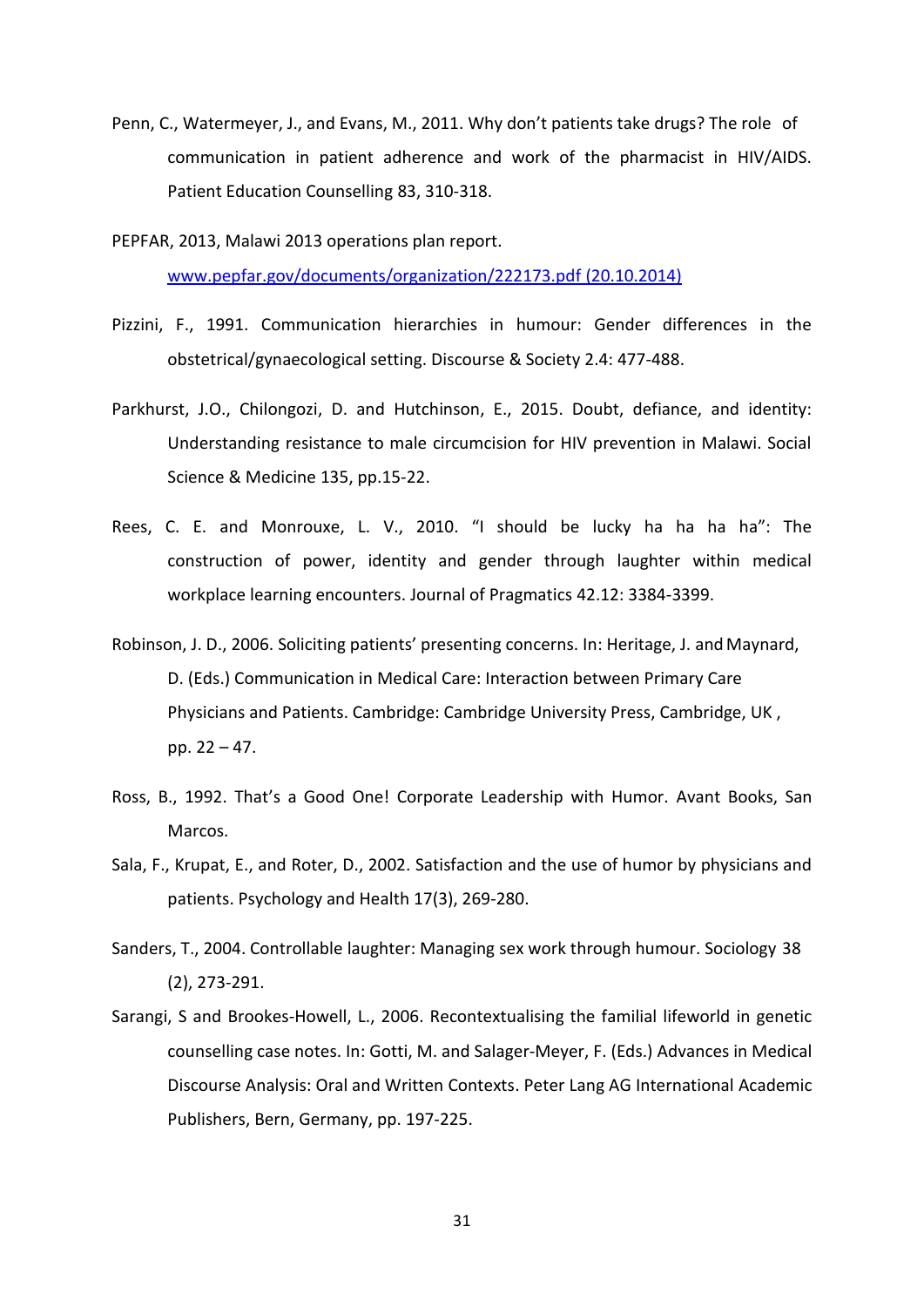Penn, C., Watermeyer, J., and Evans, M., 2011. Why don't patients take drugs? The role of communication in patient adherence and work of the pharmacist in HIV/AIDS. Patient Education Counselling 83, 310-318.

PEPFAR, 2013, Malawi 2013 operations plan report. www.pepfar.gov/documents/organization/222173.pdf (20.10.2014)

Pizzini, F., 1991. Communication hierarchies in humour: Gender differences in the obstetrical/gynaecological setting. Discourse & Society 2.4: 477-488.

Parkhurst, J.O., Chilongozi, D. and Hutchinson, E., 2015. Doubt, defiance, and identity: Understanding resistance to male circumcision for HIV prevention in Malawi. Social Science & Medicine 135, pp.15-22.

Rees, C. E. and Monrouxe, L. V., 2010. "I should be lucky ha ha ha ha": The construction of power, identity and gender through laughter within medical workplace learning encounters. Journal of Pragmatics 42.12: 3384-3399.

Robinson, J. D., 2006. Soliciting patients' presenting concerns. In: Heritage, J. and Maynard, D. (Eds.) Communication in Medical Care: Interaction between Primary Care Physicians and Patients. Cambridge: Cambridge University Press, Cambridge, UK , pp. 22 – 47.

Ross, B., 1992. That's a Good One! Corporate Leadership with Humor. Avant Books, San Marcos.

Sala, F., Krupat, E., and Roter, D., 2002. Satisfaction and the use of humor by physicians and patients. Psychology and Health 17(3), 269-280.

Sanders, T., 2004. Controllable laughter: Managing sex work through humour. Sociology 38 (2), 273-291.

Sarangi, S and Brookes-Howell, L., 2006. Recontextualising the familial lifeworld in genetic counselling case notes. In: Gotti, M. and Salager-Meyer, F. (Eds.) Advances in Medical Discourse Analysis: Oral and Written Contexts. Peter Lang AG International Academic Publishers, Bern, Germany, pp. 197-225.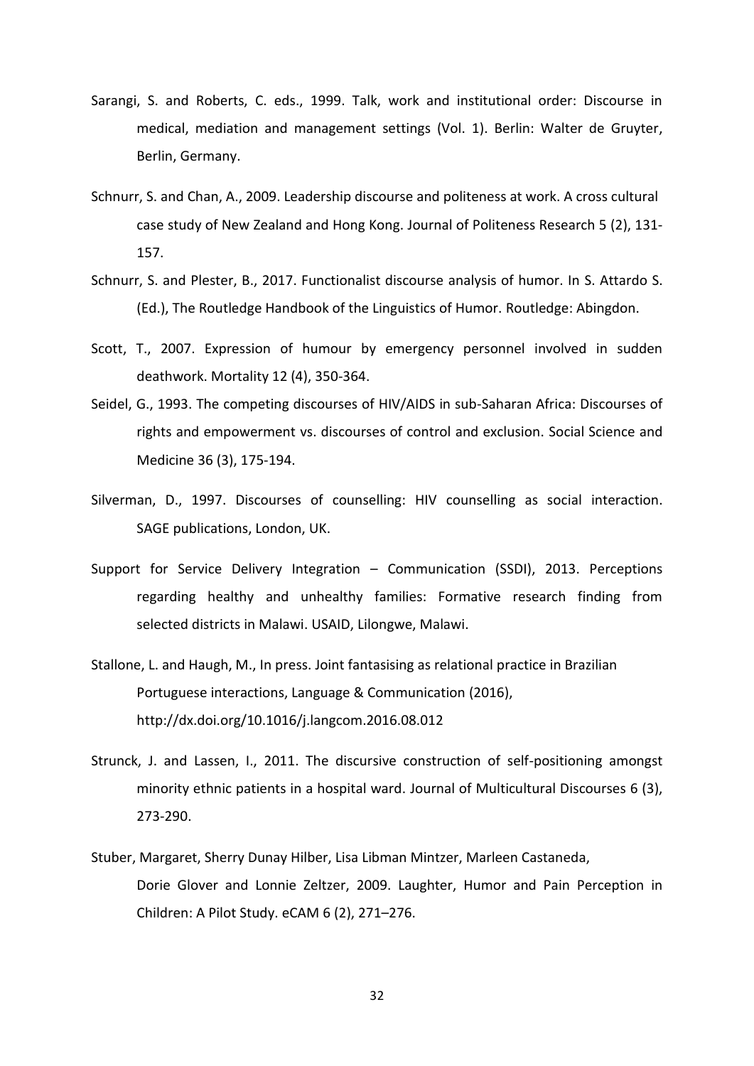Sarangi, S. and Roberts, C. eds., 1999. Talk, work and institutional order: Discourse in medical, mediation and management settings (Vol. 1). Berlin: Walter de Gruyter, Berlin, Germany.

Schnurr, S. and Chan, A., 2009. Leadership discourse and politeness at work. A cross cultural case study of New Zealand and Hong Kong. Journal of Politeness Research 5 (2), 131-157.

Schnurr, S. and Plester, B., 2017. Functionalist discourse analysis of humor. In S. Attardo S. (Ed.), The Routledge Handbook of the Linguistics of Humor. Routledge: Abingdon.

Scott, T., 2007. Expression of humour by emergency personnel involved in sudden deathwork. Mortality 12 (4), 350-364.

Seidel, G., 1993. The competing discourses of HIV/AIDS in sub-Saharan Africa: Discourses of rights and empowerment vs. discourses of control and exclusion. Social Science and Medicine 36 (3), 175-194.

Silverman, D., 1997. Discourses of counselling: HIV counselling as social interaction. SAGE publications, London, UK.

Support for Service Delivery Integration – Communication (SSDI), 2013. Perceptions regarding healthy and unhealthy families: Formative research finding from selected districts in Malawi. USAID, Lilongwe, Malawi.

Stallone, L. and Haugh, M., In press. Joint fantasising as relational practice in Brazilian Portuguese interactions, Language & Communication (2016), http://dx.doi.org/10.1016/j.langcom.2016.08.012

Strunck, J. and Lassen, I., 2011. The discursive construction of self-positioning amongst minority ethnic patients in a hospital ward. Journal of Multicultural Discourses 6 (3), 273-290.

Stuber, Margaret, Sherry Dunay Hilber, Lisa Libman Mintzer, Marleen Castaneda, Dorie Glover and Lonnie Zeltzer, 2009. Laughter, Humor and Pain Perception in Children: A Pilot Study. eCAM 6 (2), 271–276.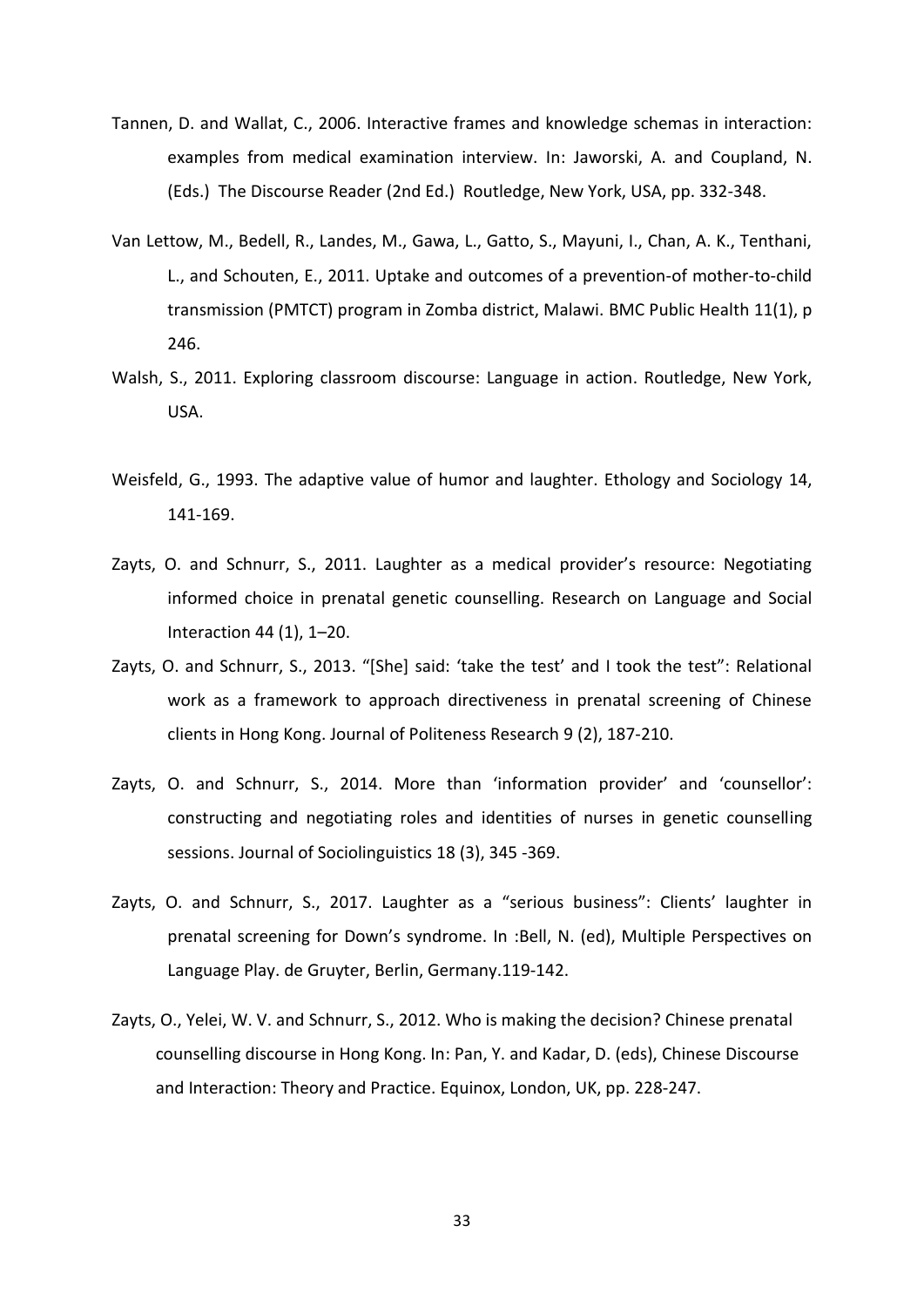Tannen, D. and Wallat, C., 2006. Interactive frames and knowledge schemas in interaction: examples from medical examination interview. In: Jaworski, A. and Coupland, N. (Eds.) The Discourse Reader (2nd Ed.) Routledge, New York, USA, pp. 332-348.

Van Lettow, M., Bedell, R., Landes, M., Gawa, L., Gatto, S., Mayuni, I., Chan, A. K., Tenthani, L., and Schouten, E., 2011. Uptake and outcomes of a prevention-of mother-to-child transmission (PMTCT) program in Zomba district, Malawi. BMC Public Health 11(1), p 246.

Walsh, S., 2011. Exploring classroom discourse: Language in action. Routledge, New York, USA.

Weisfeld, G., 1993. The adaptive value of humor and laughter. Ethology and Sociology 14, 141-169.

Zayts, O. and Schnurr, S., 2011. Laughter as a medical provider's resource: Negotiating informed choice in prenatal genetic counselling. Research on Language and Social Interaction 44 (1), 1–20.

Zayts, O. and Schnurr, S., 2013. "[She] said: 'take the test' and I took the test": Relational work as a framework to approach directiveness in prenatal screening of Chinese clients in Hong Kong. Journal of Politeness Research 9 (2), 187-210.

Zayts, O. and Schnurr, S., 2014. More than 'information provider' and 'counsellor': constructing and negotiating roles and identities of nurses in genetic counselling sessions. Journal of Sociolinguistics 18 (3), 345 -369.

Zayts, O. and Schnurr, S., 2017. Laughter as a "serious business": Clients' laughter in prenatal screening for Down's syndrome. In :Bell, N. (ed), Multiple Perspectives on Language Play. de Gruyter, Berlin, Germany.119-142.

Zayts, O., Yelei, W. V. and Schnurr, S., 2012. Who is making the decision? Chinese prenatal counselling discourse in Hong Kong. In: Pan, Y. and Kadar, D. (eds), Chinese Discourse and Interaction: Theory and Practice. Equinox, London, UK, pp. 228-247.